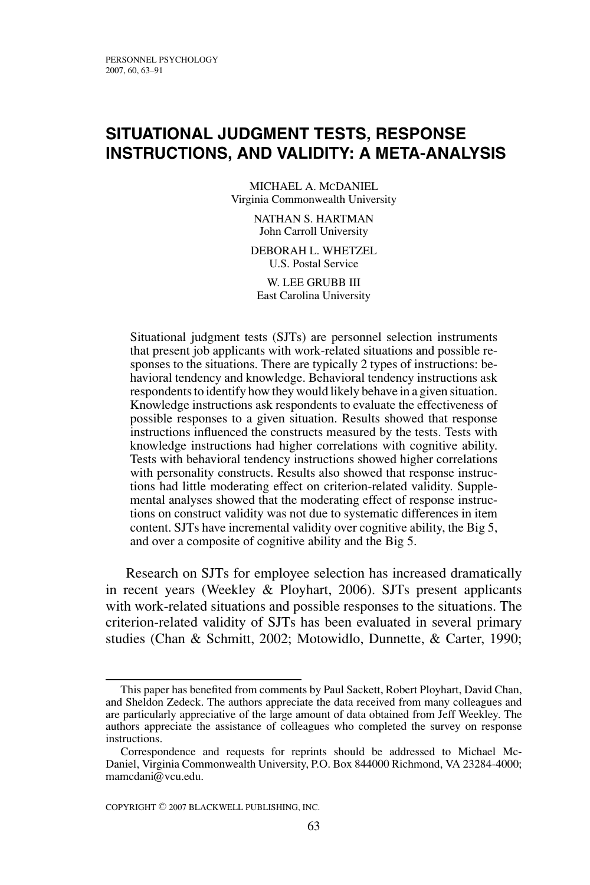# SITUATIONAL JUDGMENT TESTS, RESPONSE INSTRUCTIONS, AND VALIDITY: A META-ANALYSIS

MICHAEL A. MCDANIEL
Virginia Commonwealth University

NATHAN S. HARTMAN
John Carroll University

DEBORAH L. WHETZEL
U.S. Postal Service

W. LEE GRUBB III
East Carolina University

Situational judgment tests (SJTs) are personnel selection instruments that present job applicants with work-related situations and possible responses to the situations. There are typically 2 types of instructions: behavioral tendency and knowledge. Behavioral tendency instructions ask respondents to identify how they would likely behave in a given situation. Knowledge instructions ask respondents to evaluate the effectiveness of possible responses to a given situation. Results showed that response instructions influenced the constructs measured by the tests. Tests with knowledge instructions had higher correlations with cognitive ability. Tests with behavioral tendency instructions showed higher correlations with personality constructs. Results also showed that response instructions had little moderating effect on criterion-related validity. Supplemental analyses showed that the moderating effect of response instructions on construct validity was not due to systematic differences in item content. SJTs have incremental validity over cognitive ability, the Big 5, and over a composite of cognitive ability and the Big 5.

Research on SJTs for employee selection has increased dramatically in recent years (Weekley & Ployhart, 2006). SJTs present applicants with work-related situations and possible responses to the situations. The criterion-related validity of SJTs has been evaluated in several primary studies (Chan & Schmitt, 2002; Motowidlo, Dunnette, & Carter, 1990;

This paper has benefited from comments by Paul Sackett, Robert Ployhart, David Chan, and Sheldon Zedeck. The authors appreciate the data received from many colleagues and are particularly appreciative of the large amount of data obtained from Jeff Weekley. The authors appreciate the assistance of colleagues who completed the survey on response instructions.

Correspondence and requests for reprints should be addressed to Michael McDaniel, Virginia Commonwealth University, P.O. Box 844000 Richmond, VA 23284-4000; mamcdani@vcu.edu.

COPYRIGHT © 2007 BLACKWELL PUBLISHING, INC.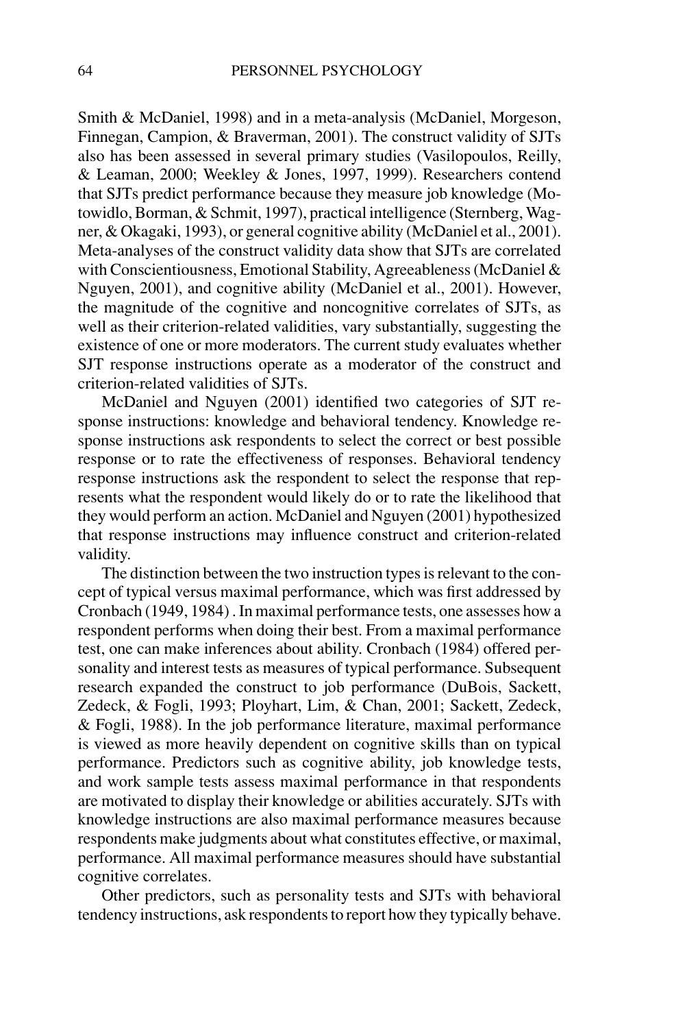Smith & McDaniel, 1998) and in a meta-analysis (McDaniel, Morgeson, Finnegan, Campion, & Braverman, 2001). The construct validity of SJTs also has been assessed in several primary studies (Vasilopoulos, Reilly, & Leaman, 2000; Weekley & Jones, 1997, 1999). Researchers contend that SJTs predict performance because they measure job knowledge (Motowidlo, Borman, & Schmit, 1997), practical intelligence (Sternberg, Wagner, & Okagaki, 1993), or general cognitive ability (McDaniel et al., 2001). Meta-analyses of the construct validity data show that SJTs are correlated with Conscientiousness, Emotional Stability, Agreeableness (McDaniel & Nguyen, 2001), and cognitive ability (McDaniel et al., 2001). However, the magnitude of the cognitive and noncognitive correlates of SJTs, as well as their criterion-related validities, vary substantially, suggesting the existence of one or more moderators. The current study evaluates whether SJT response instructions operate as a moderator of the construct and criterion-related validities of SJTs.

McDaniel and Nguyen (2001) identified two categories of SJT response instructions: knowledge and behavioral tendency. Knowledge response instructions ask respondents to select the correct or best possible response or to rate the effectiveness of responses. Behavioral tendency response instructions ask the respondent to select the response that represents what the respondent would likely do or to rate the likelihood that they would perform an action. McDaniel and Nguyen (2001) hypothesized that response instructions may influence construct and criterion-related validity.

The distinction between the two instruction types is relevant to the concept of typical versus maximal performance, which was first addressed by Cronbach (1949, 1984) . In maximal performance tests, one assesses how a respondent performs when doing their best. From a maximal performance test, one can make inferences about ability. Cronbach (1984) offered personality and interest tests as measures of typical performance. Subsequent research expanded the construct to job performance (DuBois, Sackett, Zedeck, & Fogli, 1993; Ployhart, Lim, & Chan, 2001; Sackett, Zedeck, & Fogli, 1988). In the job performance literature, maximal performance is viewed as more heavily dependent on cognitive skills than on typical performance. Predictors such as cognitive ability, job knowledge tests, and work sample tests assess maximal performance in that respondents are motivated to display their knowledge or abilities accurately. SJTs with knowledge instructions are also maximal performance measures because respondents make judgments about what constitutes effective, or maximal, performance. All maximal performance measures should have substantial cognitive correlates.

Other predictors, such as personality tests and SJTs with behavioral tendency instructions, ask respondents to report how they typically behave.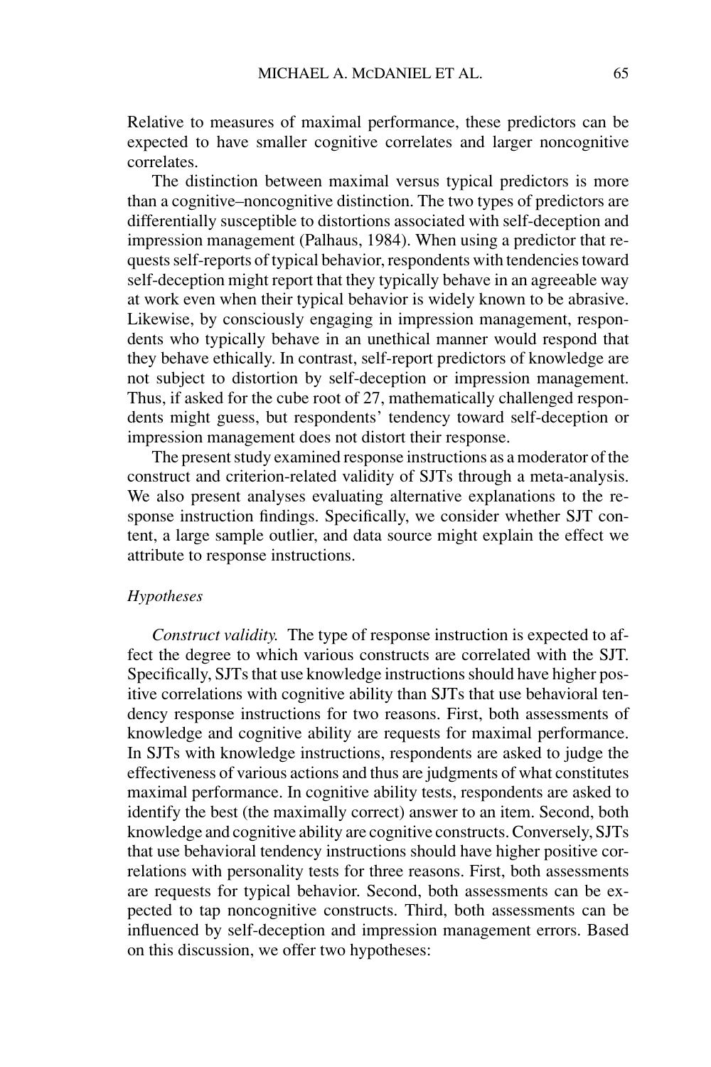Relative to measures of maximal performance, these predictors can be expected to have smaller cognitive correlates and larger noncognitive correlates.

The distinction between maximal versus typical predictors is more than a cognitive–noncognitive distinction. The two types of predictors are differentially susceptible to distortions associated with self-deception and impression management (Palhaus, 1984). When using a predictor that requests self-reports of typical behavior, respondents with tendencies toward self-deception might report that they typically behave in an agreeable way at work even when their typical behavior is widely known to be abrasive. Likewise, by consciously engaging in impression management, respondents who typically behave in an unethical manner would respond that they behave ethically. In contrast, self-report predictors of knowledge are not subject to distortion by self-deception or impression management. Thus, if asked for the cube root of 27, mathematically challenged respondents might guess, but respondents' tendency toward self-deception or impression management does not distort their response.

The present study examined response instructions as a moderator of the construct and criterion-related validity of SJTs through a meta-analysis. We also present analyses evaluating alternative explanations to the response instruction findings. Specifically, we consider whether SJT content, a large sample outlier, and data source might explain the effect we attribute to response instructions.

### *Hypotheses*

*Construct validity.* The type of response instruction is expected to affect the degree to which various constructs are correlated with the SJT. Specifically, SJTs that use knowledge instructions should have higher positive correlations with cognitive ability than SJTs that use behavioral tendency response instructions for two reasons. First, both assessments of knowledge and cognitive ability are requests for maximal performance. In SJTs with knowledge instructions, respondents are asked to judge the effectiveness of various actions and thus are judgments of what constitutes maximal performance. In cognitive ability tests, respondents are asked to identify the best (the maximally correct) answer to an item. Second, both knowledge and cognitive ability are cognitive constructs. Conversely, SJTs that use behavioral tendency instructions should have higher positive correlations with personality tests for three reasons. First, both assessments are requests for typical behavior. Second, both assessments can be expected to tap noncognitive constructs. Third, both assessments can be influenced by self-deception and impression management errors. Based on this discussion, we offer two hypotheses: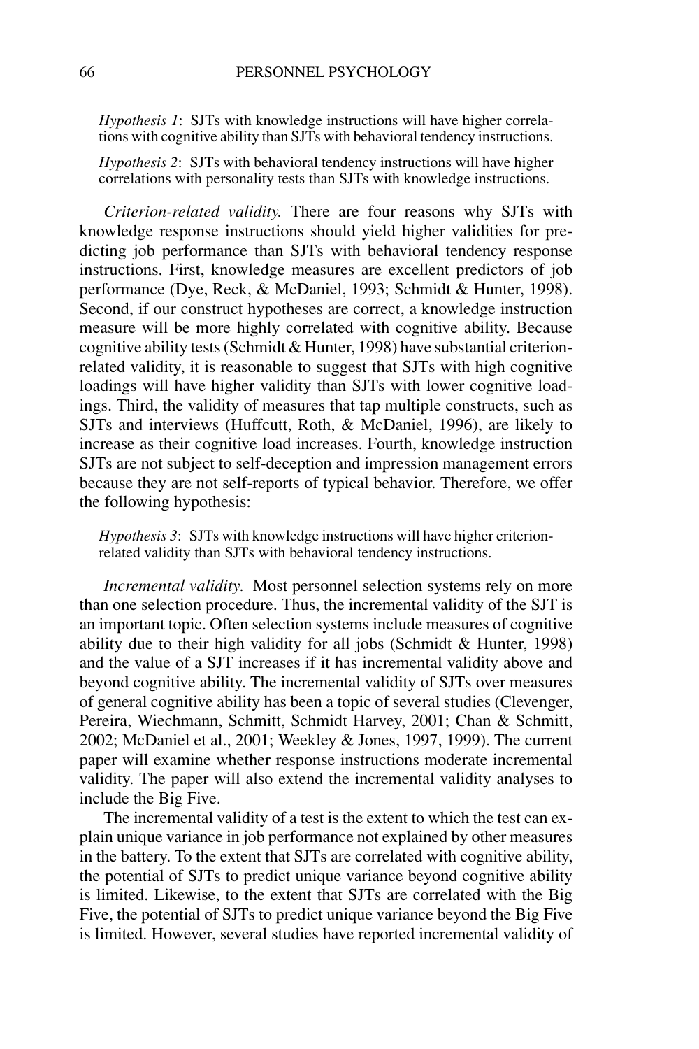*Hypothesis 1*: SJTs with knowledge instructions will have higher correlations with cognitive ability than SJTs with behavioral tendency instructions.

*Hypothesis 2*: SJTs with behavioral tendency instructions will have higher correlations with personality tests than SJTs with knowledge instructions.

*Criterion-related validity.* There are four reasons why SJTs with knowledge response instructions should yield higher validities for predicting job performance than SJTs with behavioral tendency response instructions. First, knowledge measures are excellent predictors of job performance (Dye, Reck, & McDaniel, 1993; Schmidt & Hunter, 1998). Second, if our construct hypotheses are correct, a knowledge instruction measure will be more highly correlated with cognitive ability. Because cognitive ability tests (Schmidt & Hunter, 1998) have substantial criterion-related validity, it is reasonable to suggest that SJTs with high cognitive loadings will have higher validity than SJTs with lower cognitive loadings. Third, the validity of measures that tap multiple constructs, such as SJTs and interviews (Huffcutt, Roth, & McDaniel, 1996), are likely to increase as their cognitive load increases. Fourth, knowledge instruction SJTs are not subject to self-deception and impression management errors because they are not self-reports of typical behavior. Therefore, we offer the following hypothesis:

*Hypothesis 3*: SJTs with knowledge instructions will have higher criterion-related validity than SJTs with behavioral tendency instructions.

*Incremental validity.* Most personnel selection systems rely on more than one selection procedure. Thus, the incremental validity of the SJT is an important topic. Often selection systems include measures of cognitive ability due to their high validity for all jobs (Schmidt & Hunter, 1998) and the value of a SJT increases if it has incremental validity above and beyond cognitive ability. The incremental validity of SJTs over measures of general cognitive ability has been a topic of several studies (Clevenger, Pereira, Wiechmann, Schmitt, Schmidt Harvey, 2001; Chan & Schmitt, 2002; McDaniel et al., 2001; Weekley & Jones, 1997, 1999). The current paper will examine whether response instructions moderate incremental validity. The paper will also extend the incremental validity analyses to include the Big Five.

The incremental validity of a test is the extent to which the test can explain unique variance in job performance not explained by other measures in the battery. To the extent that SJTs are correlated with cognitive ability, the potential of SJTs to predict unique variance beyond cognitive ability is limited. Likewise, to the extent that SJTs are correlated with the Big Five, the potential of SJTs to predict unique variance beyond the Big Five is limited. However, several studies have reported incremental validity of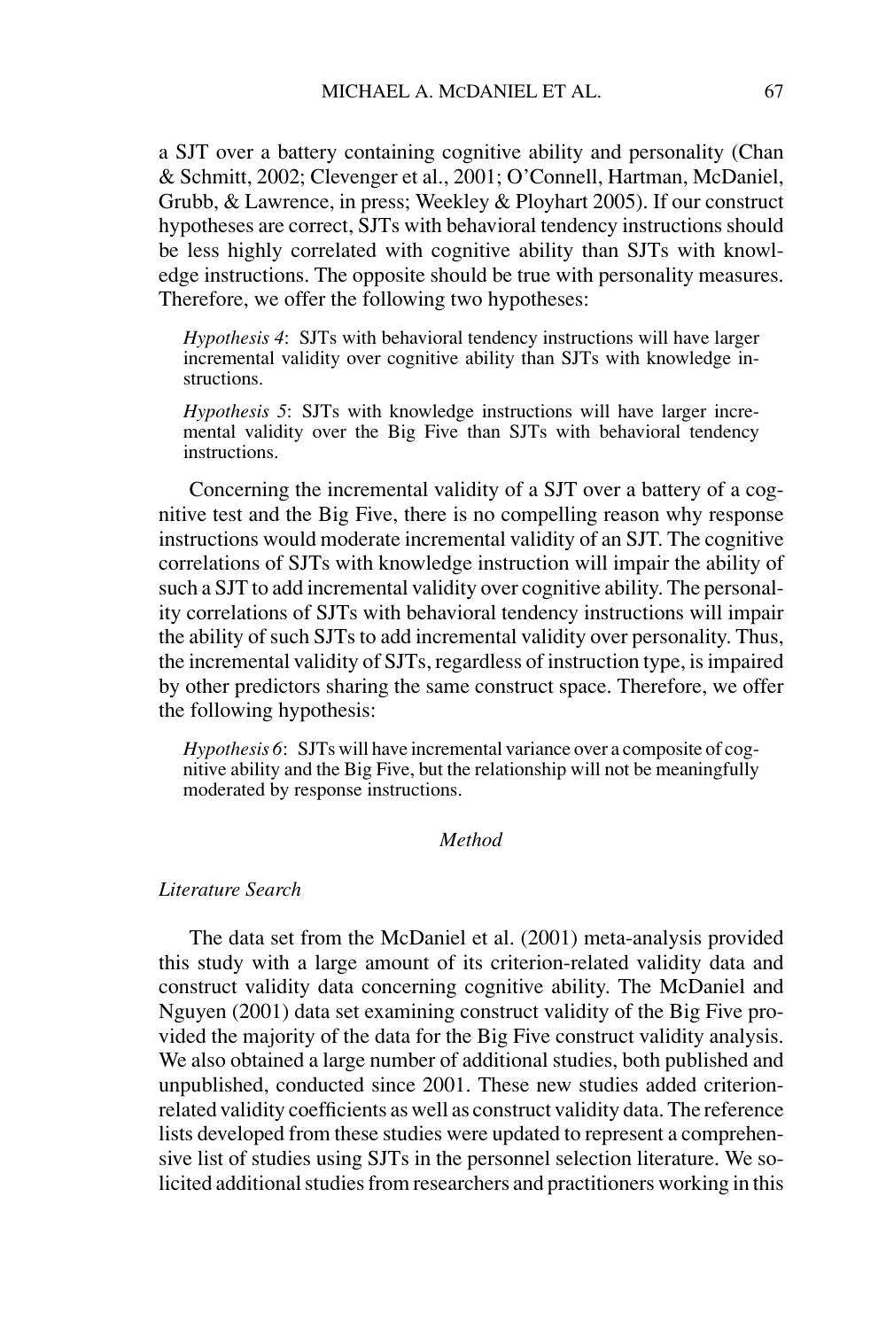a SJT over a battery containing cognitive ability and personality (Chan & Schmitt, 2002; Clevenger et al., 2001; O'Connell, Hartman, McDaniel, Grubb, & Lawrence, in press; Weekley & Ployhart 2005). If our construct hypotheses are correct, SJTs with behavioral tendency instructions should be less highly correlated with cognitive ability than SJTs with knowledge instructions. The opposite should be true with personality measures. Therefore, we offer the following two hypotheses:

> *Hypothesis 4*: SJTs with behavioral tendency instructions will have larger incremental validity over cognitive ability than SJTs with knowledge instructions.

> *Hypothesis 5*: SJTs with knowledge instructions will have larger incremental validity over the Big Five than SJTs with behavioral tendency instructions.

Concerning the incremental validity of a SJT over a battery of a cognitive test and the Big Five, there is no compelling reason why response instructions would moderate incremental validity of an SJT. The cognitive correlations of SJTs with knowledge instruction will impair the ability of such a SJT to add incremental validity over cognitive ability. The personality correlations of SJTs with behavioral tendency instructions will impair the ability of such SJTs to add incremental validity over personality. Thus, the incremental validity of SJTs, regardless of instruction type, is impaired by other predictors sharing the same construct space. Therefore, we offer the following hypothesis:

> *Hypothesis 6*: SJTs will have incremental variance over a composite of cognitive ability and the Big Five, but the relationship will not be meaningfully moderated by response instructions.

## *Method*

### *Literature Search*

The data set from the McDaniel et al. (2001) meta-analysis provided this study with a large amount of its criterion-related validity data and construct validity data concerning cognitive ability. The McDaniel and Nguyen (2001) data set examining construct validity of the Big Five provided the majority of the data for the Big Five construct validity analysis. We also obtained a large number of additional studies, both published and unpublished, conducted since 2001. These new studies added criterion-related validity coefficients as well as construct validity data. The reference lists developed from these studies were updated to represent a comprehensive list of studies using SJTs in the personnel selection literature. We solicited additional studies from researchers and practitioners working in this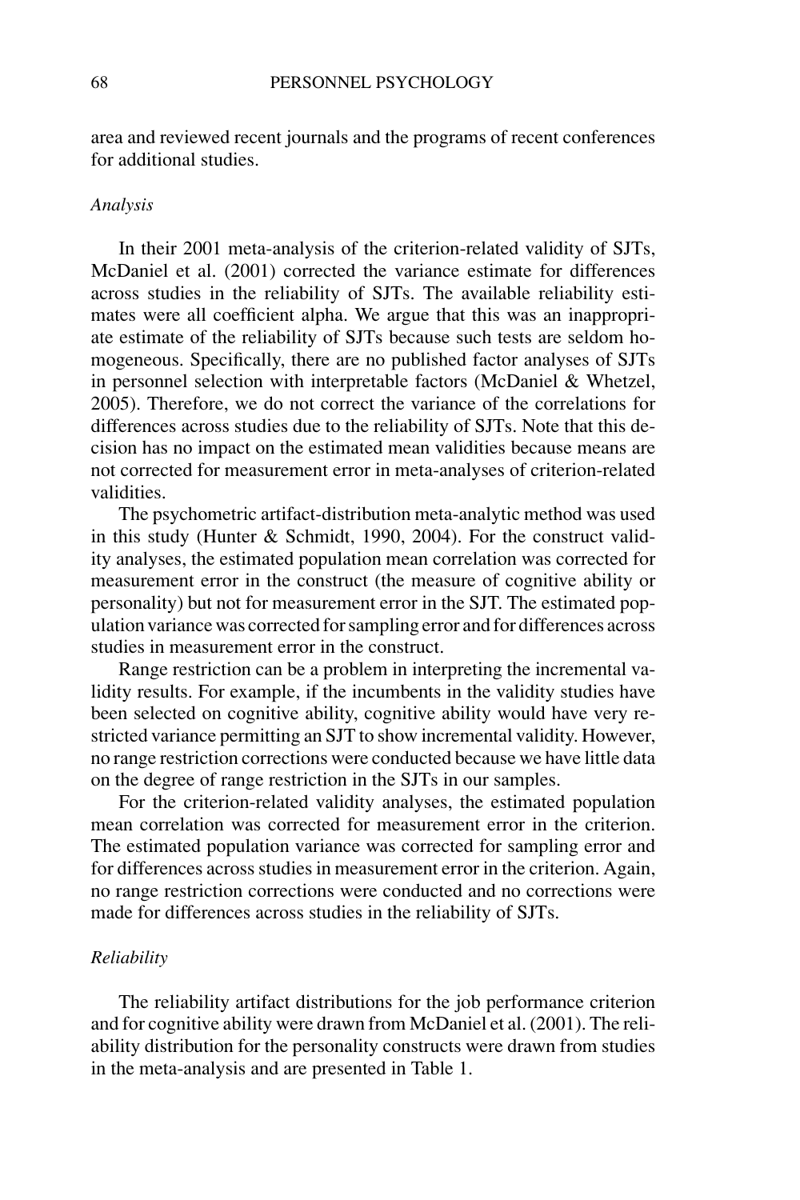area and reviewed recent journals and the programs of recent conferences for additional studies.

### *Analysis*

In their 2001 meta-analysis of the criterion-related validity of SJTs, McDaniel et al. (2001) corrected the variance estimate for differences across studies in the reliability of SJTs. The available reliability estimates were all coefficient alpha. We argue that this was an inappropriate estimate of the reliability of SJTs because such tests are seldom homogeneous. Specifically, there are no published factor analyses of SJTs in personnel selection with interpretable factors (McDaniel & Whetzel, 2005). Therefore, we do not correct the variance of the correlations for differences across studies due to the reliability of SJTs. Note that this decision has no impact on the estimated mean validities because means are not corrected for measurement error in meta-analyses of criterion-related validities.

The psychometric artifact-distribution meta-analytic method was used in this study (Hunter & Schmidt, 1990, 2004). For the construct validity analyses, the estimated population mean correlation was corrected for measurement error in the construct (the measure of cognitive ability or personality) but not for measurement error in the SJT. The estimated population variance was corrected for sampling error and for differences across studies in measurement error in the construct.

Range restriction can be a problem in interpreting the incremental validity results. For example, if the incumbents in the validity studies have been selected on cognitive ability, cognitive ability would have very restricted variance permitting an SJT to show incremental validity. However, no range restriction corrections were conducted because we have little data on the degree of range restriction in the SJTs in our samples.

For the criterion-related validity analyses, the estimated population mean correlation was corrected for measurement error in the criterion. The estimated population variance was corrected for sampling error and for differences across studies in measurement error in the criterion. Again, no range restriction corrections were conducted and no corrections were made for differences across studies in the reliability of SJTs.

### *Reliability*

The reliability artifact distributions for the job performance criterion and for cognitive ability were drawn from McDaniel et al. (2001). The reliability distribution for the personality constructs were drawn from studies in the meta-analysis and are presented in Table 1.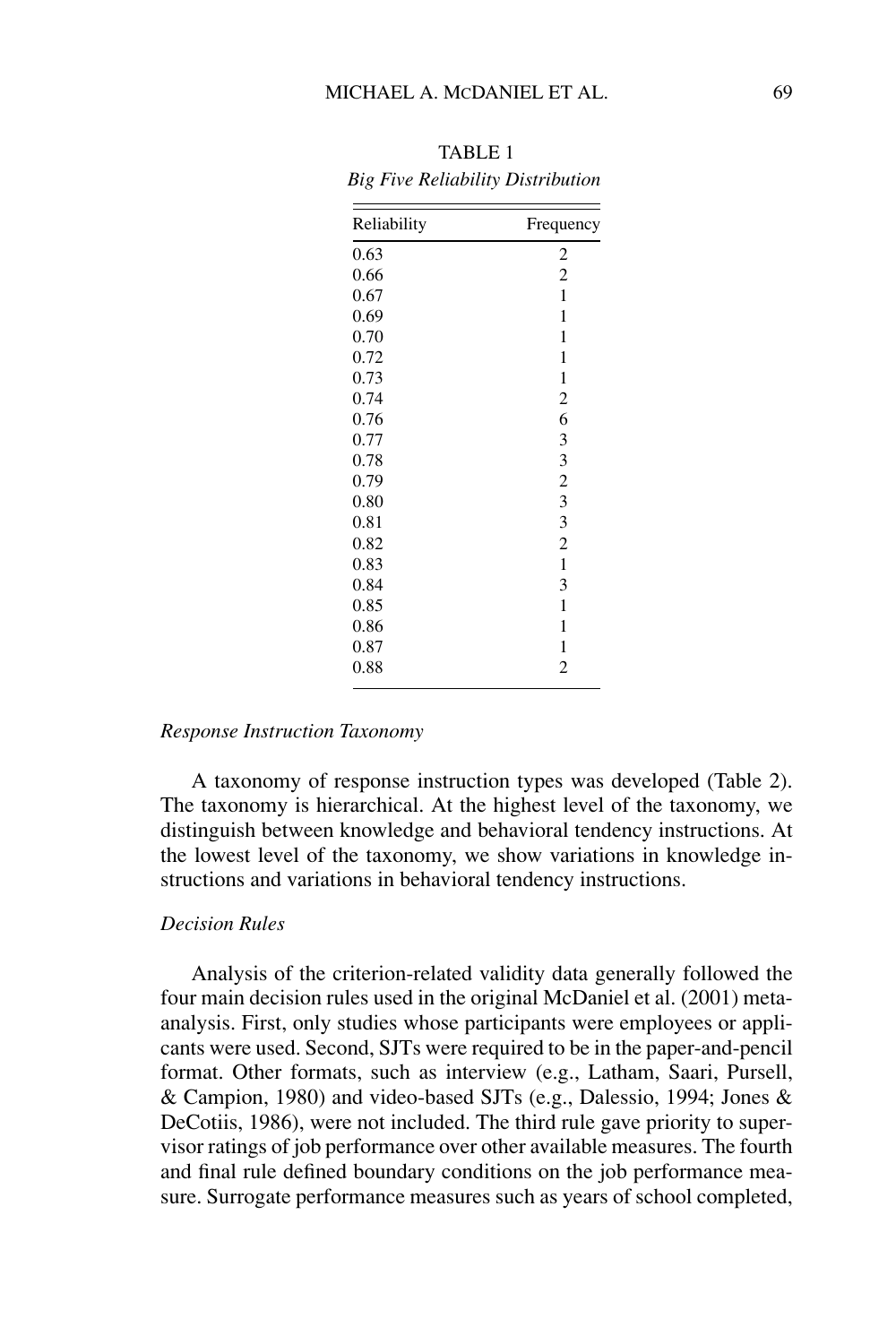TABLE 1

*Big Five Reliability Distribution*

| Reliability | Frequency |
|---|---|
| 0.63 | 2 |
| 0.66 | 2 |
| 0.67 | 1 |
| 0.69 | 1 |
| 0.70 | 1 |
| 0.72 | 1 |
| 0.73 | 1 |
| 0.74 | 2 |
| 0.76 | 6 |
| 0.77 | 3 |
| 0.78 | 3 |
| 0.79 | 2 |
| 0.80 | 3 |
| 0.81 | 3 |
| 0.82 | 2 |
| 0.83 | 1 |
| 0.84 | 3 |
| 0.85 | 1 |
| 0.86 | 1 |
| 0.87 | 1 |
| 0.88 | 2 |

### *Response Instruction Taxonomy*

A taxonomy of response instruction types was developed (Table 2). The taxonomy is hierarchical. At the highest level of the taxonomy, we distinguish between knowledge and behavioral tendency instructions. At the lowest level of the taxonomy, we show variations in knowledge instructions and variations in behavioral tendency instructions.

### *Decision Rules*

Analysis of the criterion-related validity data generally followed the four main decision rules used in the original McDaniel et al. (2001) meta-analysis. First, only studies whose participants were employees or applicants were used. Second, SJTs were required to be in the paper-and-pencil format. Other formats, such as interview (e.g., Latham, Saari, Pursell, & Campion, 1980) and video-based SJTs (e.g., Dalessio, 1994; Jones & DeCotiis, 1986), were not included. The third rule gave priority to supervisor ratings of job performance over other available measures. The fourth and final rule defined boundary conditions on the job performance measure. Surrogate performance measures such as years of school completed,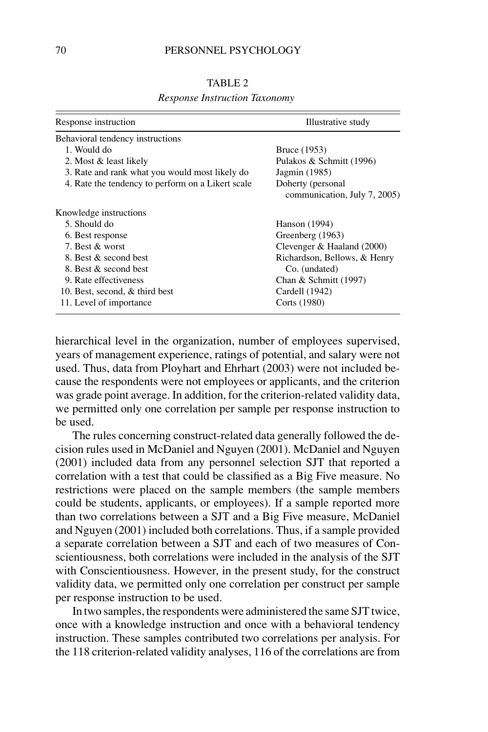TABLE 2

*Response Instruction Taxonomy*

| Response instruction | Illustrative study |
|---|---|
| Behavioral tendency instructions | |
| 1. Would do | Bruce (1953) |
| 2. Most & least likely | Pulakos & Schmitt (1996) |
| 3. Rate and rank what you would most likely do | Jagmin (1985) |
| 4. Rate the tendency to perform on a Likert scale | Doherty (personal communication, July 7, 2005) |
| Knowledge instructions | |
| 5. Should do | Hanson (1994) |
| 6. Best response | Greenberg (1963) |
| 7. Best & worst | Clevenger & Haaland (2000) |
| 8. Best & second best | Richardson, Bellows, & Henry |
| 8. Best & second best | Co. (undated) |
| 9. Rate effectiveness | Chan & Schmitt (1997) |
| 10. Best, second, & third best | Cardell (1942) |
| 11. Level of importance | Corts (1980) |

hierarchical level in the organization, number of employees supervised, years of management experience, ratings of potential, and salary were not used. Thus, data from Ployhart and Ehrhart (2003) were not included because the respondents were not employees or applicants, and the criterion was grade point average. In addition, for the criterion-related validity data, we permitted only one correlation per sample per response instruction to be used.

The rules concerning construct-related data generally followed the decision rules used in McDaniel and Nguyen (2001). McDaniel and Nguyen (2001) included data from any personnel selection SJT that reported a correlation with a test that could be classified as a Big Five measure. No restrictions were placed on the sample members (the sample members could be students, applicants, or employees). If a sample reported more than two correlations between a SJT and a Big Five measure, McDaniel and Nguyen (2001) included both correlations. Thus, if a sample provided a separate correlation between a SJT and each of two measures of Conscientiousness, both correlations were included in the analysis of the SJT with Conscientiousness. However, in the present study, for the construct validity data, we permitted only one correlation per construct per sample per response instruction to be used.

In two samples, the respondents were administered the same SJT twice, once with a knowledge instruction and once with a behavioral tendency instruction. These samples contributed two correlations per analysis. For the 118 criterion-related validity analyses, 116 of the correlations are from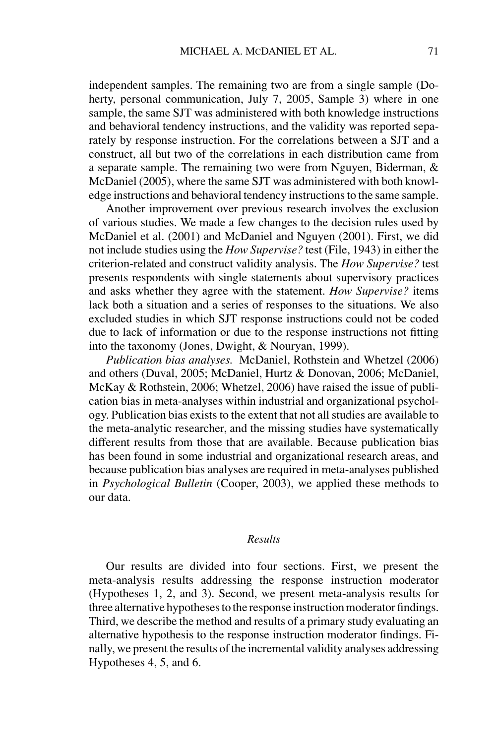independent samples. The remaining two are from a single sample (Doherty, personal communication, July 7, 2005, Sample 3) where in one sample, the same SJT was administered with both knowledge instructions and behavioral tendency instructions, and the validity was reported separately by response instruction. For the correlations between a SJT and a construct, all but two of the correlations in each distribution came from a separate sample. The remaining two were from Nguyen, Biderman, & McDaniel (2005), where the same SJT was administered with both knowledge instructions and behavioral tendency instructions to the same sample.

Another improvement over previous research involves the exclusion of various studies. We made a few changes to the decision rules used by McDaniel et al. (2001) and McDaniel and Nguyen (2001). First, we did not include studies using the *How Supervise?* test (File, 1943) in either the criterion-related and construct validity analysis. The *How Supervise?* test presents respondents with single statements about supervisory practices and asks whether they agree with the statement. *How Supervise?* items lack both a situation and a series of responses to the situations. We also excluded studies in which SJT response instructions could not be coded due to lack of information or due to the response instructions not fitting into the taxonomy (Jones, Dwight, & Nouryan, 1999).

*Publication bias analyses.* McDaniel, Rothstein and Whetzel (2006) and others (Duval, 2005; McDaniel, Hurtz & Donovan, 2006; McDaniel, McKay & Rothstein, 2006; Whetzel, 2006) have raised the issue of publication bias in meta-analyses within industrial and organizational psychology. Publication bias exists to the extent that not all studies are available to the meta-analytic researcher, and the missing studies have systematically different results from those that are available. Because publication bias has been found in some industrial and organizational research areas, and because publication bias analyses are required in meta-analyses published in *Psychological Bulletin* (Cooper, 2003), we applied these methods to our data.

## *Results*

Our results are divided into four sections. First, we present the meta-analysis results addressing the response instruction moderator (Hypotheses 1, 2, and 3). Second, we present meta-analysis results for three alternative hypotheses to the response instruction moderator findings. Third, we describe the method and results of a primary study evaluating an alternative hypothesis to the response instruction moderator findings. Finally, we present the results of the incremental validity analyses addressing Hypotheses 4, 5, and 6.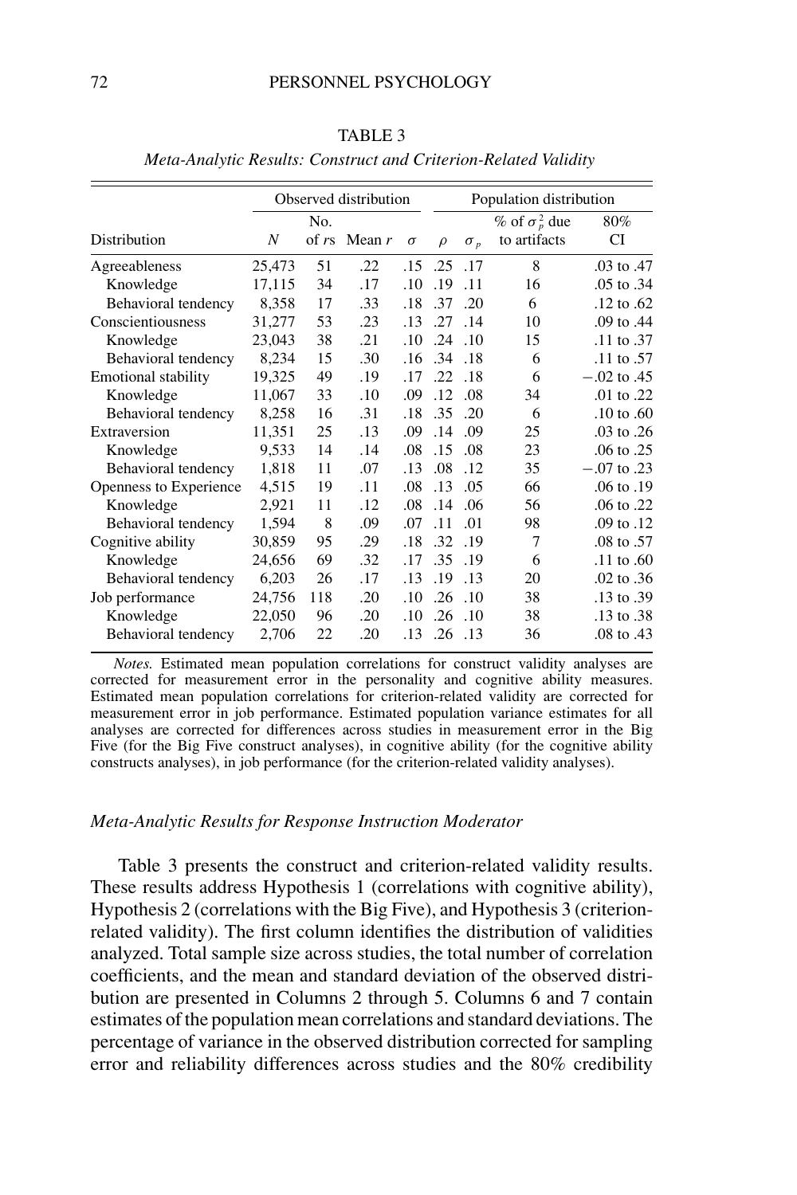TABLE 3

*Meta-Analytic Results: Construct and Criterion-Related Validity*

| | Observed distribution | | | | Population distribution | | | |
|---|---|---|---|---|---|---|---|---|
| Distribution | $N$ | No. of $r$s | Mean $r$ | $\sigma$ | $\rho$ | $\sigma_p$ | % of $\sigma_p^2$ due to artifacts | 80% CI |
| Agreeableness | 25,473 | 51 | .22 | .15 | .25 | .17 | 8 | .03 to .47 |
| Knowledge | 17,115 | 34 | .17 | .10 | .19 | .11 | 16 | .05 to .34 |
| Behavioral tendency | 8,358 | 17 | .33 | .18 | .37 | .20 | 6 | .12 to .62 |
| Conscientiousness | 31,277 | 53 | .23 | .13 | .27 | .14 | 10 | .09 to .44 |
| Knowledge | 23,043 | 38 | .21 | .10 | .24 | .10 | 15 | .11 to .37 |
| Behavioral tendency | 8,234 | 15 | .30 | .16 | .34 | .18 | 6 | .11 to .57 |
| Emotional stability | 19,325 | 49 | .19 | .17 | .22 | .18 | 6 | −.02 to .45 |
| Knowledge | 11,067 | 33 | .10 | .09 | .12 | .08 | 34 | .01 to .22 |
| Behavioral tendency | 8,258 | 16 | .31 | .18 | .35 | .20 | 6 | .10 to .60 |
| Extraversion | 11,351 | 25 | .13 | .09 | .14 | .09 | 25 | .03 to .26 |
| Knowledge | 9,533 | 14 | .14 | .08 | .15 | .08 | 23 | .06 to .25 |
| Behavioral tendency | 1,818 | 11 | .07 | .13 | .08 | .12 | 35 | −.07 to .23 |
| Openness to Experience | 4,515 | 19 | .11 | .08 | .13 | .05 | 66 | .06 to .19 |
| Knowledge | 2,921 | 11 | .12 | .08 | .14 | .06 | 56 | .06 to .22 |
| Behavioral tendency | 1,594 | 8 | .09 | .07 | .11 | .01 | 98 | .09 to .12 |
| Cognitive ability | 30,859 | 95 | .29 | .18 | .32 | .19 | 7 | .08 to .57 |
| Knowledge | 24,656 | 69 | .32 | .17 | .35 | .19 | 6 | .11 to .60 |
| Behavioral tendency | 6,203 | 26 | .17 | .13 | .19 | .13 | 20 | .02 to .36 |
| Job performance | 24,756 | 118 | .20 | .10 | .26 | .10 | 38 | .13 to .39 |
| Knowledge | 22,050 | 96 | .20 | .10 | .26 | .10 | 38 | .13 to .38 |
| Behavioral tendency | 2,706 | 22 | .20 | .13 | .26 | .13 | 36 | .08 to .43 |

*Notes.* Estimated mean population correlations for construct validity analyses are corrected for measurement error in the personality and cognitive ability measures. Estimated mean population correlations for criterion-related validity are corrected for measurement error in job performance. Estimated population variance estimates for all analyses are corrected for differences across studies in measurement error in the Big Five (for the Big Five construct analyses), in cognitive ability (for the cognitive ability constructs analyses), in job performance (for the criterion-related validity analyses).

### *Meta-Analytic Results for Response Instruction Moderator*

Table 3 presents the construct and criterion-related validity results. These results address Hypothesis 1 (correlations with cognitive ability), Hypothesis 2 (correlations with the Big Five), and Hypothesis 3 (criterion-related validity). The first column identifies the distribution of validities analyzed. Total sample size across studies, the total number of correlation coefficients, and the mean and standard deviation of the observed distribution are presented in Columns 2 through 5. Columns 6 and 7 contain estimates of the population mean correlations and standard deviations. The percentage of variance in the observed distribution corrected for sampling error and reliability differences across studies and the 80% credibility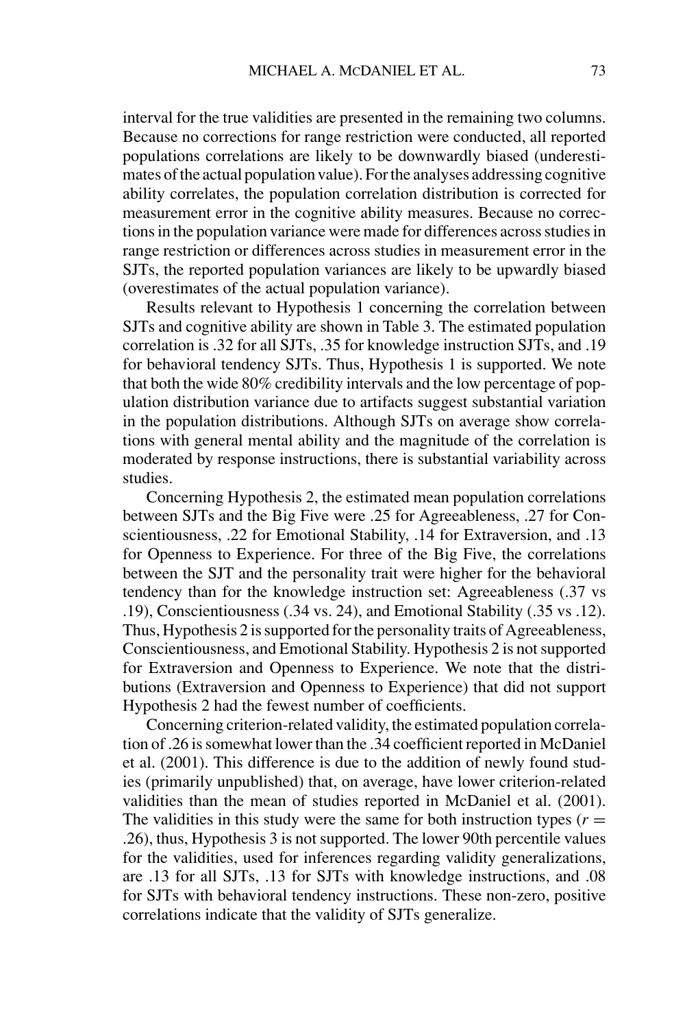interval for the true validities are presented in the remaining two columns. Because no corrections for range restriction were conducted, all reported populations correlations are likely to be downwardly biased (underestimates of the actual population value). For the analyses addressing cognitive ability correlates, the population correlation distribution is corrected for measurement error in the cognitive ability measures. Because no corrections in the population variance were made for differences across studies in range restriction or differences across studies in measurement error in the SJTs, the reported population variances are likely to be upwardly biased (overestimates of the actual population variance).

Results relevant to Hypothesis 1 concerning the correlation between SJTs and cognitive ability are shown in Table 3. The estimated population correlation is .32 for all SJTs, .35 for knowledge instruction SJTs, and .19 for behavioral tendency SJTs. Thus, Hypothesis 1 is supported. We note that both the wide 80% credibility intervals and the low percentage of population distribution variance due to artifacts suggest substantial variation in the population distributions. Although SJTs on average show correlations with general mental ability and the magnitude of the correlation is moderated by response instructions, there is substantial variability across studies.

Concerning Hypothesis 2, the estimated mean population correlations between SJTs and the Big Five were .25 for Agreeableness, .27 for Conscientiousness, .22 for Emotional Stability, .14 for Extraversion, and .13 for Openness to Experience. For three of the Big Five, the correlations between the SJT and the personality trait were higher for the behavioral tendency than for the knowledge instruction set: Agreeableness (.37 vs .19), Conscientiousness (.34 vs. 24), and Emotional Stability (.35 vs .12). Thus, Hypothesis 2 is supported for the personality traits of Agreeableness, Conscientiousness, and Emotional Stability. Hypothesis 2 is not supported for Extraversion and Openness to Experience. We note that the distributions (Extraversion and Openness to Experience) that did not support Hypothesis 2 had the fewest number of coefficients.

Concerning criterion-related validity, the estimated population correlation of .26 is somewhat lower than the .34 coefficient reported in McDaniel et al. (2001). This difference is due to the addition of newly found studies (primarily unpublished) that, on average, have lower criterion-related validities than the mean of studies reported in McDaniel et al. (2001). The validities in this study were the same for both instruction types ($r =$ .26), thus, Hypothesis 3 is not supported. The lower 90th percentile values for the validities, used for inferences regarding validity generalizations, are .13 for all SJTs, .13 for SJTs with knowledge instructions, and .08 for SJTs with behavioral tendency instructions. These non-zero, positive correlations indicate that the validity of SJTs generalize.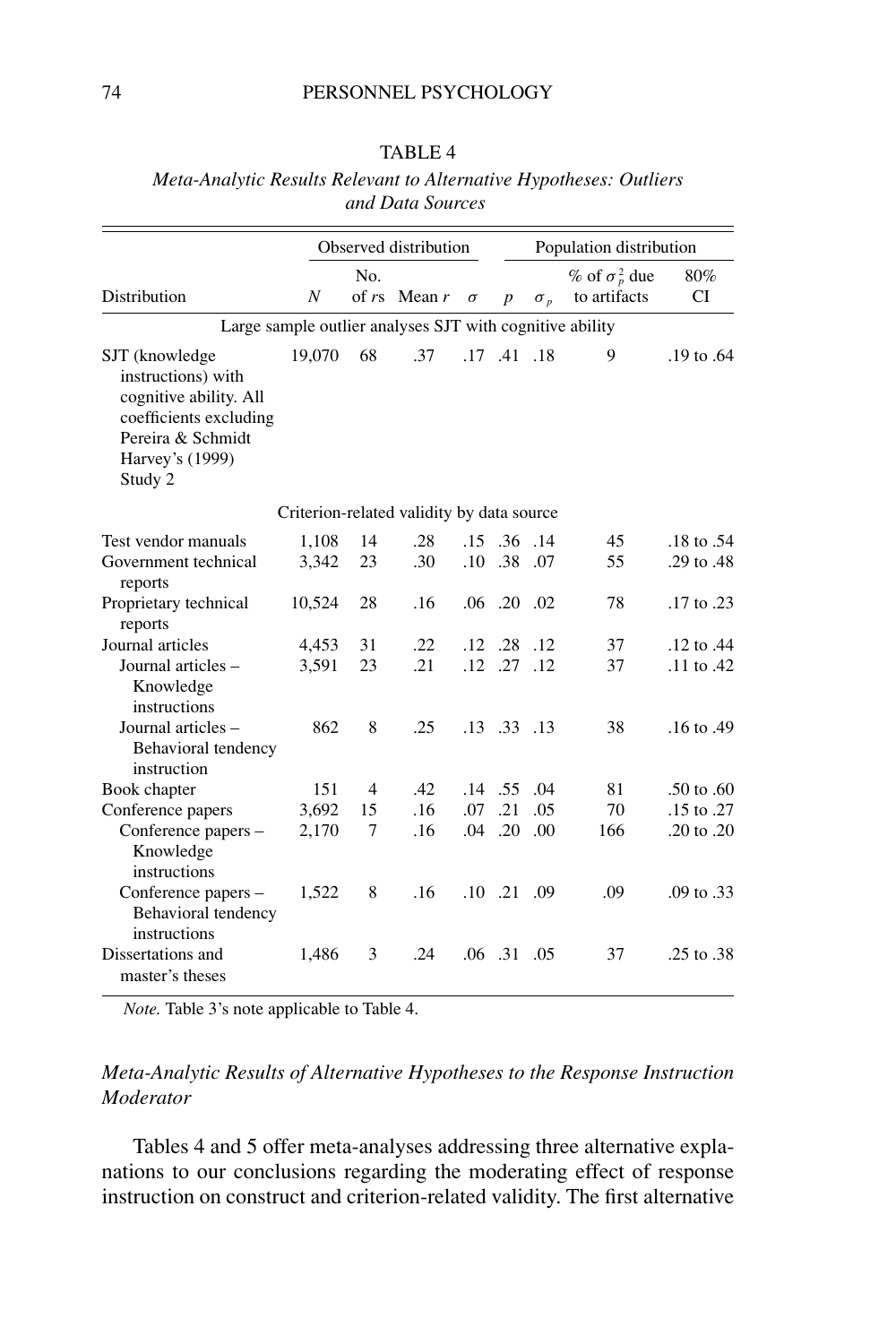TABLE 4

*Meta-Analytic Results Relevant to Alternative Hypotheses: Outliers and Data Sources*

| | Observed distribution | | | | Population distribution | | | |
|---|---|---|---|---|---|---|---|---|
| Distribution | $N$ | No. of $r$s | Mean $r$ | $\sigma$ | $p$ | $\sigma_p$ | % of $\sigma_p^2$ due to artifacts | 80% CI |
| *Large sample outlier analyses SJT with cognitive ability* | | | | | | | | |
| SJT (knowledge instructions) with cognitive ability. All coefficients excluding Pereira & Schmidt Harvey's (1999) Study 2 | 19,070 | 68 | .37 | .17 | .41 | .18 | 9 | .19 to .64 |
| *Criterion-related validity by data source* | | | | | | | | |
| Test vendor manuals | 1,108 | 14 | .28 | .15 | .36 | .14 | 45 | .18 to .54 |
| Government technical reports | 3,342 | 23 | .30 | .10 | .38 | .07 | 55 | .29 to .48 |
| Proprietary technical reports | 10,524 | 28 | .16 | .06 | .20 | .02 | 78 | .17 to .23 |
| Journal articles | 4,453 | 31 | .22 | .12 | .28 | .12 | 37 | .12 to .44 |
| Journal articles – Knowledge instructions | 3,591 | 23 | .21 | .12 | .27 | .12 | 37 | .11 to .42 |
| Journal articles – Behavioral tendency instruction | 862 | 8 | .25 | .13 | .33 | .13 | 38 | .16 to .49 |
| Book chapter | 151 | 4 | .42 | .14 | .55 | .04 | 81 | .50 to .60 |
| Conference papers | 3,692 | 15 | .16 | .07 | .21 | .05 | 70 | .15 to .27 |
| Conference papers – Knowledge instructions | 2,170 | 7 | .16 | .04 | .20 | .00 | 166 | .20 to .20 |
| Conference papers – Behavioral tendency instructions | 1,522 | 8 | .16 | .10 | .21 | .09 | .09 | .09 to .33 |
| Dissertations and master's theses | 1,486 | 3 | .24 | .06 | .31 | .05 | 37 | .25 to .38 |

*Note.* Table 3's note applicable to Table 4.

### *Meta-Analytic Results of Alternative Hypotheses to the Response Instruction Moderator*

Tables 4 and 5 offer meta-analyses addressing three alternative explanations to our conclusions regarding the moderating effect of response instruction on construct and criterion-related validity. The first alternative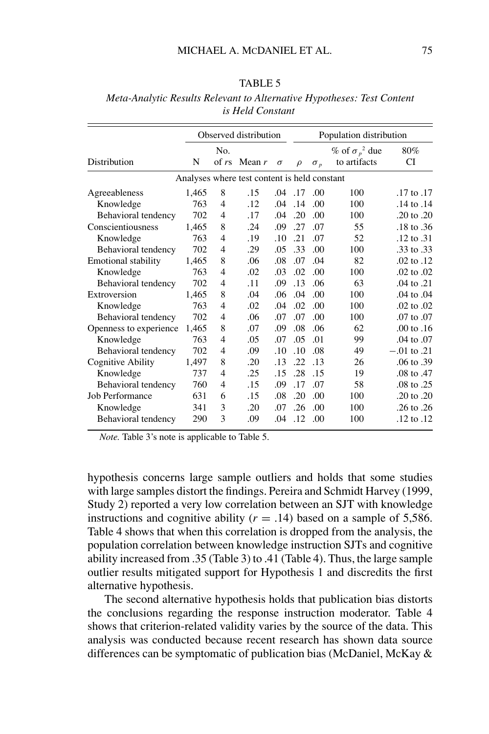TABLE 5

*Meta-Analytic Results Relevant to Alternative Hypotheses: Test Content is Held Constant*

| | Observed distribution | | | | Population distribution | | | |
|---|---|---|---|---|---|---|---|---|
| Distribution | N | No. of *rs* | Mean *r* | $\sigma$ | $\rho$ | $\sigma_p$ | % of $\sigma_p^2$ due to artifacts | 80% CI |
| Analyses where test content is held constant | | | | | | | | |
| Agreeableness | 1,465 | 8 | .15 | .04 | .17 | .00 | 100 | .17 to .17 |
| Knowledge | 763 | 4 | .12 | .04 | .14 | .00 | 100 | .14 to .14 |
| Behavioral tendency | 702 | 4 | .17 | .04 | .20 | .00 | 100 | .20 to .20 |
| Conscientiousness | 1,465 | 8 | .24 | .09 | .27 | .07 | 55 | .18 to .36 |
| Knowledge | 763 | 4 | .19 | .10 | .21 | .07 | 52 | .12 to .31 |
| Behavioral tendency | 702 | 4 | .29 | .05 | .33 | .00 | 100 | .33 to .33 |
| Emotional stability | 1,465 | 8 | .06 | .08 | .07 | .04 | 82 | .02 to .12 |
| Knowledge | 763 | 4 | .02 | .03 | .02 | .00 | 100 | .02 to .02 |
| Behavioral tendency | 702 | 4 | .11 | .09 | .13 | .06 | 63 | .04 to .21 |
| Extroversion | 1,465 | 8 | .04 | .06 | .04 | .00 | 100 | .04 to .04 |
| Knowledge | 763 | 4 | .02 | .04 | .02 | .00 | 100 | .02 to .02 |
| Behavioral tendency | 702 | 4 | .06 | .07 | .07 | .00 | 100 | .07 to .07 |
| Openness to experience | 1,465 | 8 | .07 | .09 | .08 | .06 | 62 | .00 to .16 |
| Knowledge | 763 | 4 | .05 | .07 | .05 | .01 | 99 | .04 to .07 |
| Behavioral tendency | 702 | 4 | .09 | .10 | .10 | .08 | 49 | −.01 to .21 |
| Cognitive Ability | 1,497 | 8 | .20 | .13 | .22 | .13 | 26 | .06 to .39 |
| Knowledge | 737 | 4 | .25 | .15 | .28 | .15 | 19 | .08 to .47 |
| Behavioral tendency | 760 | 4 | .15 | .09 | .17 | .07 | 58 | .08 to .25 |
| Job Performance | 631 | 6 | .15 | .08 | .20 | .00 | 100 | .20 to .20 |
| Knowledge | 341 | 3 | .20 | .07 | .26 | .00 | 100 | .26 to .26 |
| Behavioral tendency | 290 | 3 | .09 | .04 | .12 | .00 | 100 | .12 to .12 |

*Note.* Table 3's note is applicable to Table 5.

hypothesis concerns large sample outliers and holds that some studies with large samples distort the findings. Pereira and Schmidt Harvey (1999, Study 2) reported a very low correlation between an SJT with knowledge instructions and cognitive ability ($r = .14$) based on a sample of 5,586. Table 4 shows that when this correlation is dropped from the analysis, the population correlation between knowledge instruction SJTs and cognitive ability increased from .35 (Table 3) to .41 (Table 4). Thus, the large sample outlier results mitigated support for Hypothesis 1 and discredits the first alternative hypothesis.

The second alternative hypothesis holds that publication bias distorts the conclusions regarding the response instruction moderator. Table 4 shows that criterion-related validity varies by the source of the data. This analysis was conducted because recent research has shown data source differences can be symptomatic of publication bias (McDaniel, McKay &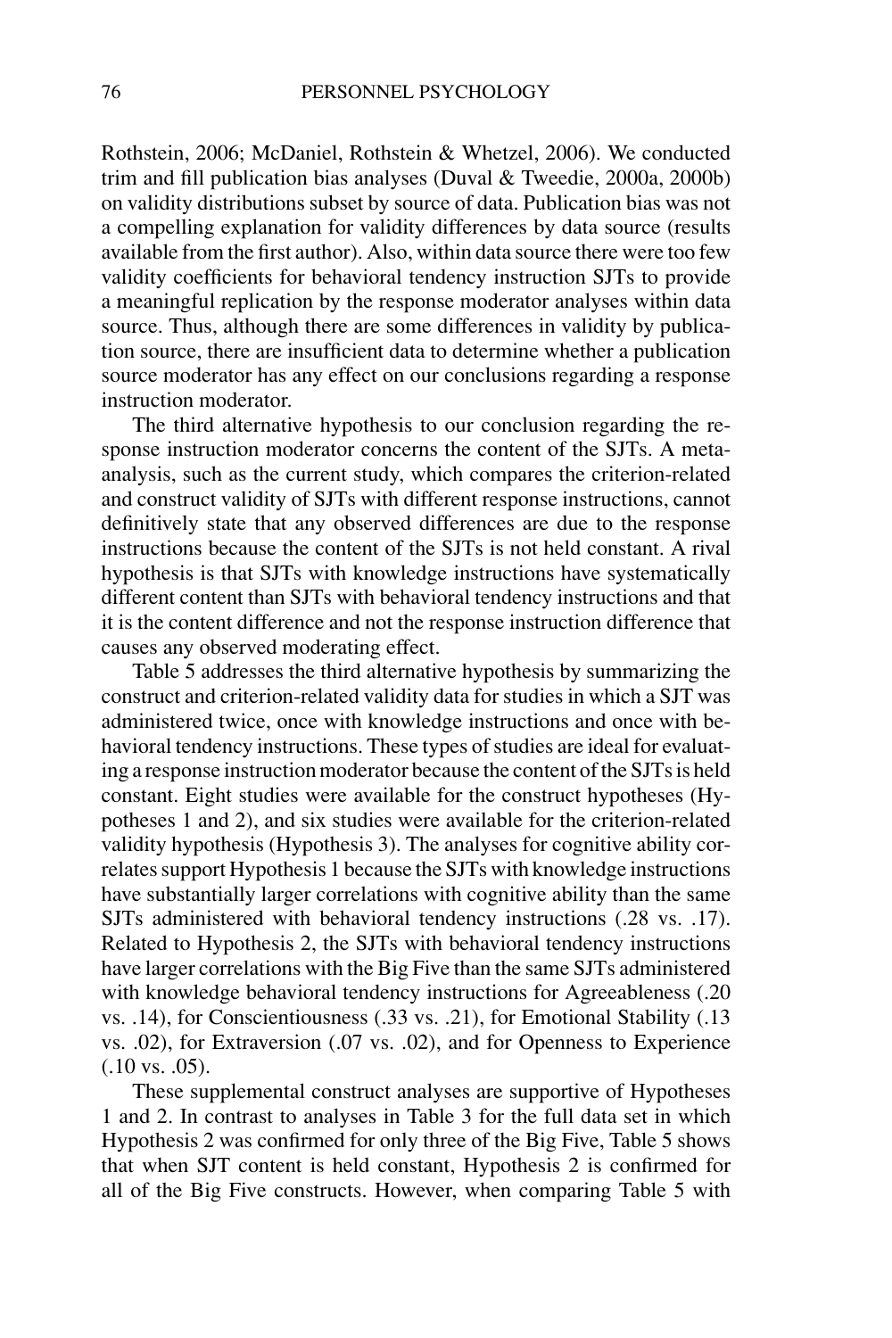Rothstein, 2006; McDaniel, Rothstein & Whetzel, 2006). We conducted trim and fill publication bias analyses (Duval & Tweedie, 2000a, 2000b) on validity distributions subset by source of data. Publication bias was not a compelling explanation for validity differences by data source (results available from the first author). Also, within data source there were too few validity coefficients for behavioral tendency instruction SJTs to provide a meaningful replication by the response moderator analyses within data source. Thus, although there are some differences in validity by publication source, there are insufficient data to determine whether a publication source moderator has any effect on our conclusions regarding a response instruction moderator.

The third alternative hypothesis to our conclusion regarding the response instruction moderator concerns the content of the SJTs. A meta-analysis, such as the current study, which compares the criterion-related and construct validity of SJTs with different response instructions, cannot definitively state that any observed differences are due to the response instructions because the content of the SJTs is not held constant. A rival hypothesis is that SJTs with knowledge instructions have systematically different content than SJTs with behavioral tendency instructions and that it is the content difference and not the response instruction difference that causes any observed moderating effect.

Table 5 addresses the third alternative hypothesis by summarizing the construct and criterion-related validity data for studies in which a SJT was administered twice, once with knowledge instructions and once with behavioral tendency instructions. These types of studies are ideal for evaluating a response instruction moderator because the content of the SJTs is held constant. Eight studies were available for the construct hypotheses (Hypotheses 1 and 2), and six studies were available for the criterion-related validity hypothesis (Hypothesis 3). The analyses for cognitive ability correlates support Hypothesis 1 because the SJTs with knowledge instructions have substantially larger correlations with cognitive ability than the same SJTs administered with behavioral tendency instructions (.28 vs. .17). Related to Hypothesis 2, the SJTs with behavioral tendency instructions have larger correlations with the Big Five than the same SJTs administered with knowledge behavioral tendency instructions for Agreeableness (.20 vs. .14), for Conscientiousness (.33 vs. .21), for Emotional Stability (.13 vs. .02), for Extraversion (.07 vs. .02), and for Openness to Experience (.10 vs. .05).

These supplemental construct analyses are supportive of Hypotheses 1 and 2. In contrast to analyses in Table 3 for the full data set in which Hypothesis 2 was confirmed for only three of the Big Five, Table 5 shows that when SJT content is held constant, Hypothesis 2 is confirmed for all of the Big Five constructs. However, when comparing Table 5 with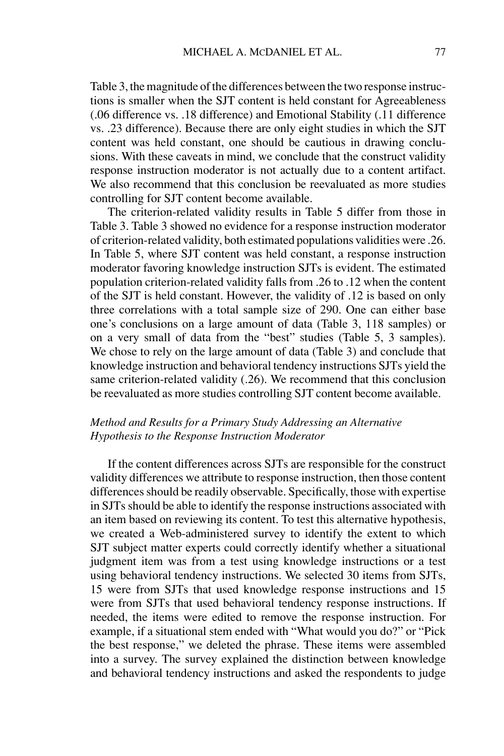Table 3, the magnitude of the differences between the two response instructions is smaller when the SJT content is held constant for Agreeableness (.06 difference vs. .18 difference) and Emotional Stability (.11 difference vs. .23 difference). Because there are only eight studies in which the SJT content was held constant, one should be cautious in drawing conclusions. With these caveats in mind, we conclude that the construct validity response instruction moderator is not actually due to a content artifact. We also recommend that this conclusion be reevaluated as more studies controlling for SJT content become available.

The criterion-related validity results in Table 5 differ from those in Table 3. Table 3 showed no evidence for a response instruction moderator of criterion-related validity, both estimated populations validities were .26. In Table 5, where SJT content was held constant, a response instruction moderator favoring knowledge instruction SJTs is evident. The estimated population criterion-related validity falls from .26 to .12 when the content of the SJT is held constant. However, the validity of .12 is based on only three correlations with a total sample size of 290. One can either base one's conclusions on a large amount of data (Table 3, 118 samples) or on a very small of data from the "best" studies (Table 5, 3 samples). We chose to rely on the large amount of data (Table 3) and conclude that knowledge instruction and behavioral tendency instructions SJTs yield the same criterion-related validity (.26). We recommend that this conclusion be reevaluated as more studies controlling SJT content become available.

### *Method and Results for a Primary Study Addressing an Alternative Hypothesis to the Response Instruction Moderator*

If the content differences across SJTs are responsible for the construct validity differences we attribute to response instruction, then those content differences should be readily observable. Specifically, those with expertise in SJTs should be able to identify the response instructions associated with an item based on reviewing its content. To test this alternative hypothesis, we created a Web-administered survey to identify the extent to which SJT subject matter experts could correctly identify whether a situational judgment item was from a test using knowledge instructions or a test using behavioral tendency instructions. We selected 30 items from SJTs, 15 were from SJTs that used knowledge response instructions and 15 were from SJTs that used behavioral tendency response instructions. If needed, the items were edited to remove the response instruction. For example, if a situational stem ended with "What would you do?" or "Pick the best response," we deleted the phrase. These items were assembled into a survey. The survey explained the distinction between knowledge and behavioral tendency instructions and asked the respondents to judge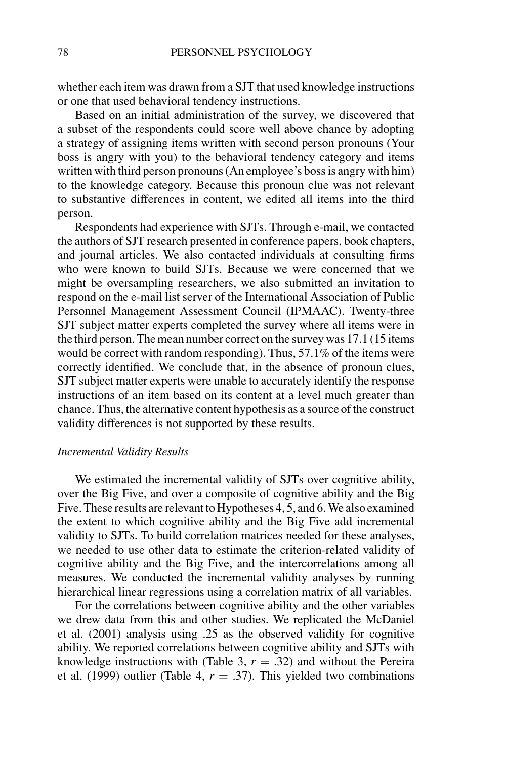whether each item was drawn from a SJT that used knowledge instructions or one that used behavioral tendency instructions.

Based on an initial administration of the survey, we discovered that a subset of the respondents could score well above chance by adopting a strategy of assigning items written with second person pronouns (Your boss is angry with you) to the behavioral tendency category and items written with third person pronouns (An employee's boss is angry with him) to the knowledge category. Because this pronoun clue was not relevant to substantive differences in content, we edited all items into the third person.

Respondents had experience with SJTs. Through e-mail, we contacted the authors of SJT research presented in conference papers, book chapters, and journal articles. We also contacted individuals at consulting firms who were known to build SJTs. Because we were concerned that we might be oversampling researchers, we also submitted an invitation to respond on the e-mail list server of the International Association of Public Personnel Management Assessment Council (IPMAAC). Twenty-three SJT subject matter experts completed the survey where all items were in the third person. The mean number correct on the survey was 17.1 (15 items would be correct with random responding). Thus, 57.1% of the items were correctly identified. We conclude that, in the absence of pronoun clues, SJT subject matter experts were unable to accurately identify the response instructions of an item based on its content at a level much greater than chance. Thus, the alternative content hypothesis as a source of the construct validity differences is not supported by these results.

### *Incremental Validity Results*

We estimated the incremental validity of SJTs over cognitive ability, over the Big Five, and over a composite of cognitive ability and the Big Five. These results are relevant to Hypotheses 4, 5, and 6. We also examined the extent to which cognitive ability and the Big Five add incremental validity to SJTs. To build correlation matrices needed for these analyses, we needed to use other data to estimate the criterion-related validity of cognitive ability and the Big Five, and the intercorrelations among all measures. We conducted the incremental validity analyses by running hierarchical linear regressions using a correlation matrix of all variables.

For the correlations between cognitive ability and the other variables we drew data from this and other studies. We replicated the McDaniel et al. (2001) analysis using .25 as the observed validity for cognitive ability. We reported correlations between cognitive ability and SJTs with knowledge instructions with (Table 3, $r$ = .32) and without the Pereira et al. (1999) outlier (Table 4, $r$ = .37). This yielded two combinations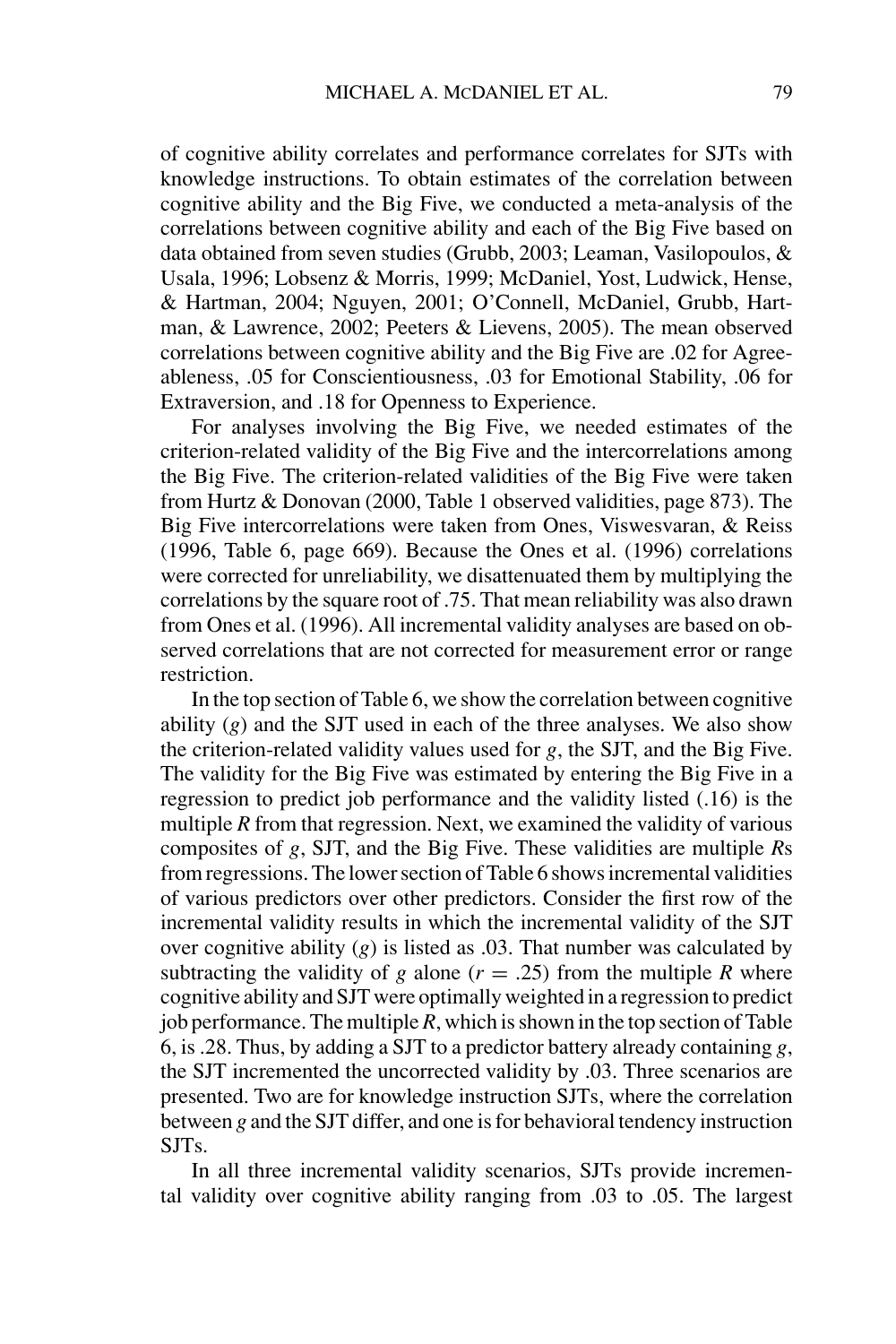of cognitive ability correlates and performance correlates for SJTs with knowledge instructions. To obtain estimates of the correlation between cognitive ability and the Big Five, we conducted a meta-analysis of the correlations between cognitive ability and each of the Big Five based on data obtained from seven studies (Grubb, 2003; Leaman, Vasilopoulos, & Usala, 1996; Lobsenz & Morris, 1999; McDaniel, Yost, Ludwick, Hense, & Hartman, 2004; Nguyen, 2001; O'Connell, McDaniel, Grubb, Hartman, & Lawrence, 2002; Peeters & Lievens, 2005). The mean observed correlations between cognitive ability and the Big Five are .02 for Agreeableness, .05 for Conscientiousness, .03 for Emotional Stability, .06 for Extraversion, and .18 for Openness to Experience.

For analyses involving the Big Five, we needed estimates of the criterion-related validity of the Big Five and the intercorrelations among the Big Five. The criterion-related validities of the Big Five were taken from Hurtz & Donovan (2000, Table 1 observed validities, page 873). The Big Five intercorrelations were taken from Ones, Viswesvaran, & Reiss (1996, Table 6, page 669). Because the Ones et al. (1996) correlations were corrected for unreliability, we disattenuated them by multiplying the correlations by the square root of .75. That mean reliability was also drawn from Ones et al. (1996). All incremental validity analyses are based on observed correlations that are not corrected for measurement error or range restriction.

In the top section of Table 6, we show the correlation between cognitive ability ($g$) and the SJT used in each of the three analyses. We also show the criterion-related validity values used for $g$, the SJT, and the Big Five. The validity for the Big Five was estimated by entering the Big Five in a regression to predict job performance and the validity listed (.16) is the multiple $R$ from that regression. Next, we examined the validity of various composites of $g$, SJT, and the Big Five. These validities are multiple $R$s from regressions. The lower section of Table 6 shows incremental validities of various predictors over other predictors. Consider the first row of the incremental validity results in which the incremental validity of the SJT over cognitive ability ($g$) is listed as .03. That number was calculated by subtracting the validity of $g$ alone ($r = .25$) from the multiple $R$ where cognitive ability and SJT were optimally weighted in a regression to predict job performance. The multiple $R$, which is shown in the top section of Table 6, is .28. Thus, by adding a SJT to a predictor battery already containing $g$, the SJT incremented the uncorrected validity by .03. Three scenarios are presented. Two are for knowledge instruction SJTs, where the correlation between $g$ and the SJT differ, and one is for behavioral tendency instruction SJTs.

In all three incremental validity scenarios, SJTs provide incremental validity over cognitive ability ranging from .03 to .05. The largest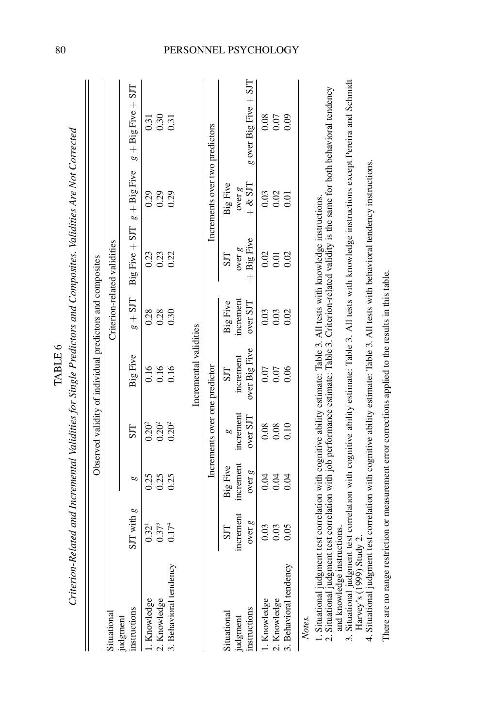TABLE 6

*Criterion-Related and Incremental Validities for Single Predictors and Composites. Validities Are Not Corrected*

Observed validity of individual predictors and composites

| Situational judgment instructions | SJT with $g$ | Criterion-related validities | | | | | | | |
|---|---|---|---|---|---|---|---|---|---|
| | | $g$ | SJT | Big Five | $g$ + SJT | Big Five + SJT | $g$ + Big Five | $g$ + Big Five + SJT |
| 1. Knowledge | 0.32[1] | 0.25 | 0.20[2] | 0.16 | 0.28 | 0.23 | 0.29 | 0.31 |
| 2. Knowledge | 0.37[3] | 0.25 | 0.20[2] | 0.16 | 0.28 | 0.23 | 0.29 | 0.30 |
| 3. Behavioral tendency | 0.17[4] | 0.25 | 0.20[2] | 0.16 | 0.30 | 0.22 | 0.29 | 0.31 |

Incremental validities

| Situational judgment instructions | Increments over one predictor | | | | | | Increments over two predictors | | |
|---|---|---|---|---|---|---|---|---|---|
| | SJT increment over $g$ | Big Five increment over $g$ | $g$ increment over SJT | SJT increment over Big Five | Big Five increment over SJT | SJT over $g$ + Big Five | Big Five over $g$ + & SJT | $g$ over Big Five + SJT |
| 1. Knowledge | 0.03 | 0.04 | 0.08 | 0.07 | 0.03 | 0.02 | 0.03 | 0.08 |
| 2. Knowledge | 0.03 | 0.04 | 0.08 | 0.07 | 0.03 | 0.01 | 0.02 | 0.07 |
| 3. Behavioral tendency | 0.05 | 0.04 | 0.10 | 0.06 | 0.02 | 0.02 | 0.01 | 0.09 |

*Notes.*

1. Situational judgment test correlation with cognitive ability estimate: Table 3. All tests with knowledge instructions.
2. Situational judgment test correlation with job performance estimate: Table 3. Criterion-related validity is the same for both behavioral tendency and knowledge instructions.
3. Situational judgment test correlation with cognitive ability estimate: Table 3. All tests with knowledge instructions except Pereira and Schmidt Harvey's (1999) Study 2.
4. Situational judgment test correlation with cognitive ability estimate: Table 3. All tests with behavioral tendency instructions.

There are no range restriction or measurement error corrections applied to the results in this table.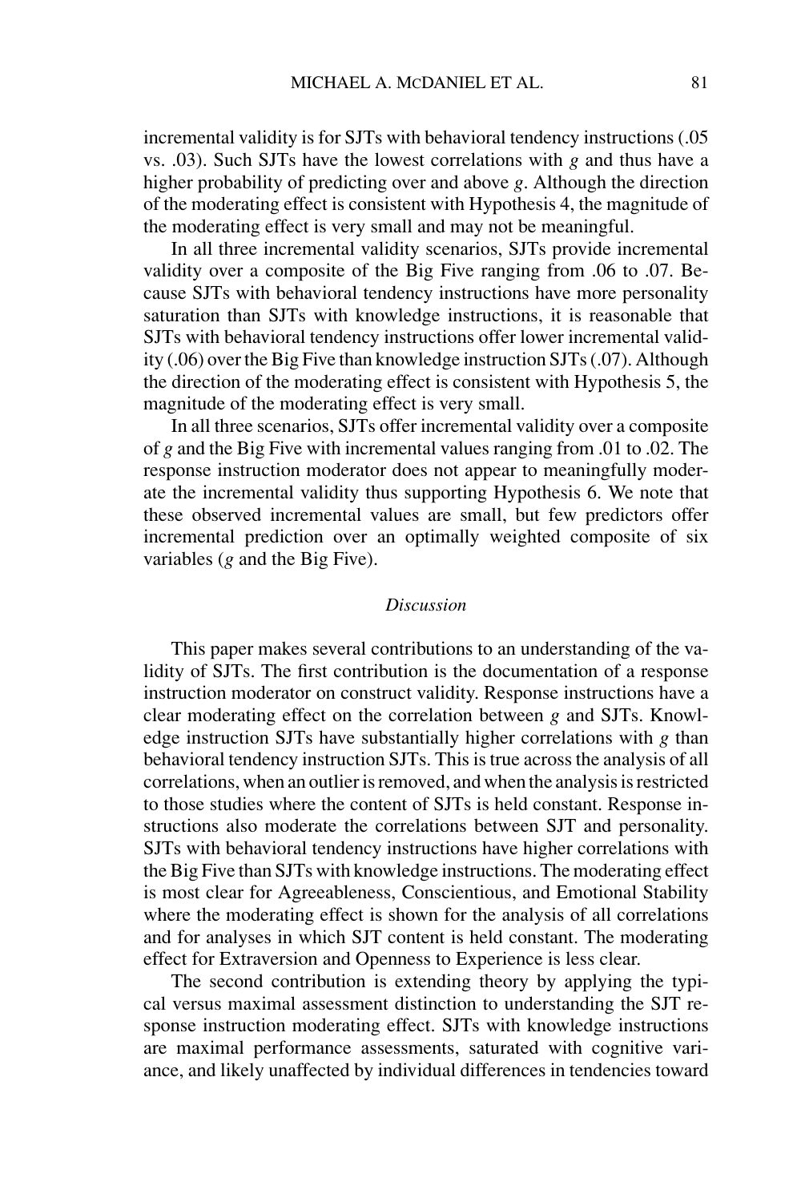incremental validity is for SJTs with behavioral tendency instructions (.05 vs. .03). Such SJTs have the lowest correlations with *g* and thus have a higher probability of predicting over and above *g*. Although the direction of the moderating effect is consistent with Hypothesis 4, the magnitude of the moderating effect is very small and may not be meaningful.

In all three incremental validity scenarios, SJTs provide incremental validity over a composite of the Big Five ranging from .06 to .07. Because SJTs with behavioral tendency instructions have more personality saturation than SJTs with knowledge instructions, it is reasonable that SJTs with behavioral tendency instructions offer lower incremental validity (.06) over the Big Five than knowledge instruction SJTs (.07). Although the direction of the moderating effect is consistent with Hypothesis 5, the magnitude of the moderating effect is very small.

In all three scenarios, SJTs offer incremental validity over a composite of *g* and the Big Five with incremental values ranging from .01 to .02. The response instruction moderator does not appear to meaningfully moderate the incremental validity thus supporting Hypothesis 6. We note that these observed incremental values are small, but few predictors offer incremental prediction over an optimally weighted composite of six variables (*g* and the Big Five).

## *Discussion*

This paper makes several contributions to an understanding of the validity of SJTs. The first contribution is the documentation of a response instruction moderator on construct validity. Response instructions have a clear moderating effect on the correlation between *g* and SJTs. Knowledge instruction SJTs have substantially higher correlations with *g* than behavioral tendency instruction SJTs. This is true across the analysis of all correlations, when an outlier is removed, and when the analysis is restricted to those studies where the content of SJTs is held constant. Response instructions also moderate the correlations between SJT and personality. SJTs with behavioral tendency instructions have higher correlations with the Big Five than SJTs with knowledge instructions. The moderating effect is most clear for Agreeableness, Conscientious, and Emotional Stability where the moderating effect is shown for the analysis of all correlations and for analyses in which SJT content is held constant. The moderating effect for Extraversion and Openness to Experience is less clear.

The second contribution is extending theory by applying the typical versus maximal assessment distinction to understanding the SJT response instruction moderating effect. SJTs with knowledge instructions are maximal performance assessments, saturated with cognitive variance, and likely unaffected by individual differences in tendencies toward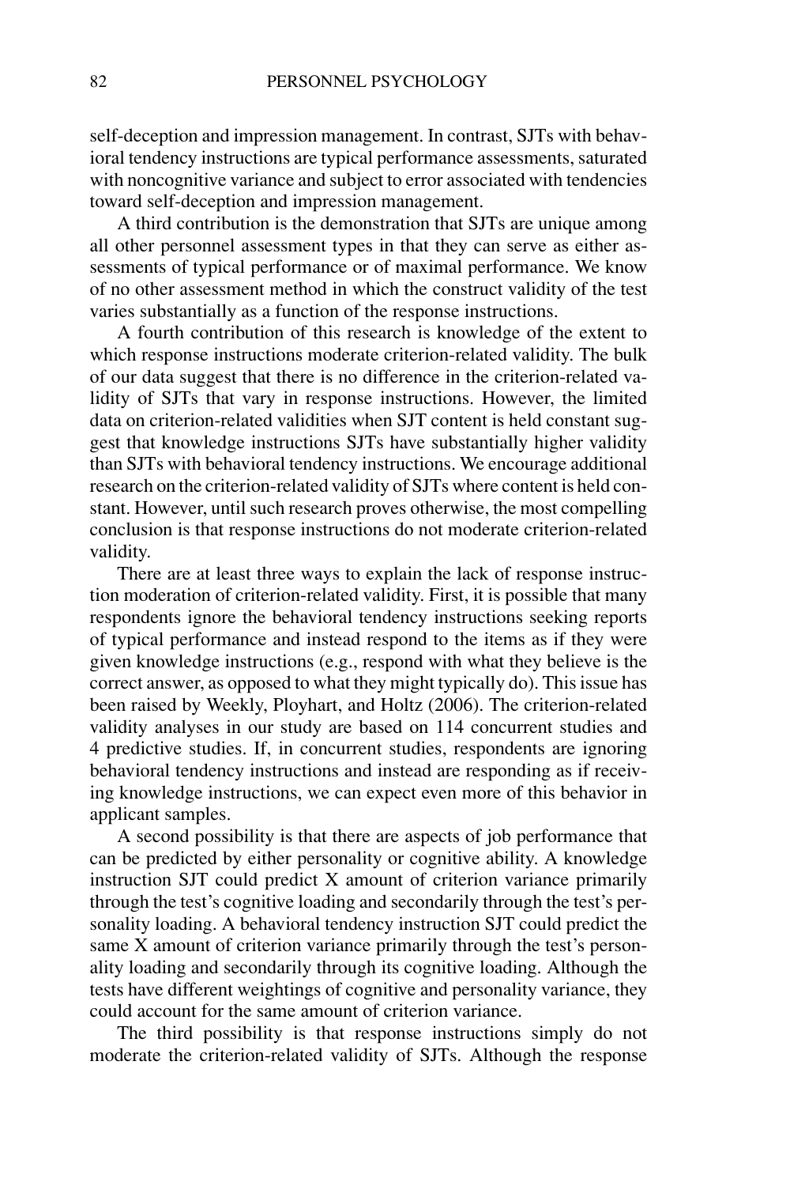self-deception and impression management. In contrast, SJTs with behavioral tendency instructions are typical performance assessments, saturated with noncognitive variance and subject to error associated with tendencies toward self-deception and impression management.

A third contribution is the demonstration that SJTs are unique among all other personnel assessment types in that they can serve as either assessments of typical performance or of maximal performance. We know of no other assessment method in which the construct validity of the test varies substantially as a function of the response instructions.

A fourth contribution of this research is knowledge of the extent to which response instructions moderate criterion-related validity. The bulk of our data suggest that there is no difference in the criterion-related validity of SJTs that vary in response instructions. However, the limited data on criterion-related validities when SJT content is held constant suggest that knowledge instructions SJTs have substantially higher validity than SJTs with behavioral tendency instructions. We encourage additional research on the criterion-related validity of SJTs where content is held constant. However, until such research proves otherwise, the most compelling conclusion is that response instructions do not moderate criterion-related validity.

There are at least three ways to explain the lack of response instruction moderation of criterion-related validity. First, it is possible that many respondents ignore the behavioral tendency instructions seeking reports of typical performance and instead respond to the items as if they were given knowledge instructions (e.g., respond with what they believe is the correct answer, as opposed to what they might typically do). This issue has been raised by Weekly, Ployhart, and Holtz (2006). The criterion-related validity analyses in our study are based on 114 concurrent studies and 4 predictive studies. If, in concurrent studies, respondents are ignoring behavioral tendency instructions and instead are responding as if receiving knowledge instructions, we can expect even more of this behavior in applicant samples.

A second possibility is that there are aspects of job performance that can be predicted by either personality or cognitive ability. A knowledge instruction SJT could predict X amount of criterion variance primarily through the test's cognitive loading and secondarily through the test's personality loading. A behavioral tendency instruction SJT could predict the same X amount of criterion variance primarily through the test's personality loading and secondarily through its cognitive loading. Although the tests have different weightings of cognitive and personality variance, they could account for the same amount of criterion variance.

The third possibility is that response instructions simply do not moderate the criterion-related validity of SJTs. Although the response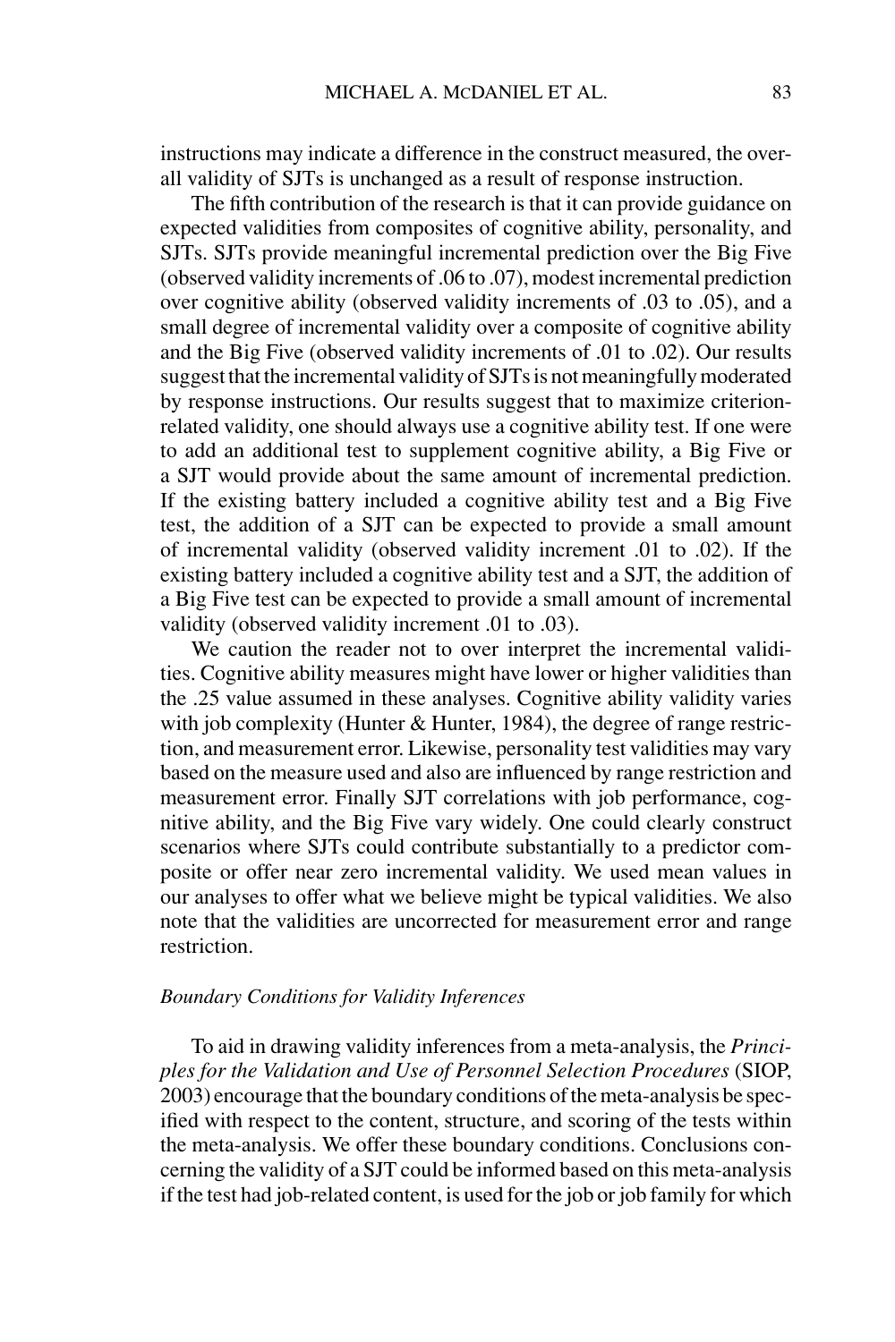instructions may indicate a difference in the construct measured, the overall validity of SJTs is unchanged as a result of response instruction.

The fifth contribution of the research is that it can provide guidance on expected validities from composites of cognitive ability, personality, and SJTs. SJTs provide meaningful incremental prediction over the Big Five (observed validity increments of .06 to .07), modest incremental prediction over cognitive ability (observed validity increments of .03 to .05), and a small degree of incremental validity over a composite of cognitive ability and the Big Five (observed validity increments of .01 to .02). Our results suggest that the incremental validity of SJTs is not meaningfully moderated by response instructions. Our results suggest that to maximize criterion-related validity, one should always use a cognitive ability test. If one were to add an additional test to supplement cognitive ability, a Big Five or a SJT would provide about the same amount of incremental prediction. If the existing battery included a cognitive ability test and a Big Five test, the addition of a SJT can be expected to provide a small amount of incremental validity (observed validity increment .01 to .02). If the existing battery included a cognitive ability test and a SJT, the addition of a Big Five test can be expected to provide a small amount of incremental validity (observed validity increment .01 to .03).

We caution the reader not to over interpret the incremental validities. Cognitive ability measures might have lower or higher validities than the .25 value assumed in these analyses. Cognitive ability validity varies with job complexity (Hunter & Hunter, 1984), the degree of range restriction, and measurement error. Likewise, personality test validities may vary based on the measure used and also are influenced by range restriction and measurement error. Finally SJT correlations with job performance, cognitive ability, and the Big Five vary widely. One could clearly construct scenarios where SJTs could contribute substantially to a predictor composite or offer near zero incremental validity. We used mean values in our analyses to offer what we believe might be typical validities. We also note that the validities are uncorrected for measurement error and range restriction.

### *Boundary Conditions for Validity Inferences*

To aid in drawing validity inferences from a meta-analysis, the *Principles for the Validation and Use of Personnel Selection Procedures* (SIOP, 2003) encourage that the boundary conditions of the meta-analysis be specified with respect to the content, structure, and scoring of the tests within the meta-analysis. We offer these boundary conditions. Conclusions concerning the validity of a SJT could be informed based on this meta-analysis if the test had job-related content, is used for the job or job family for which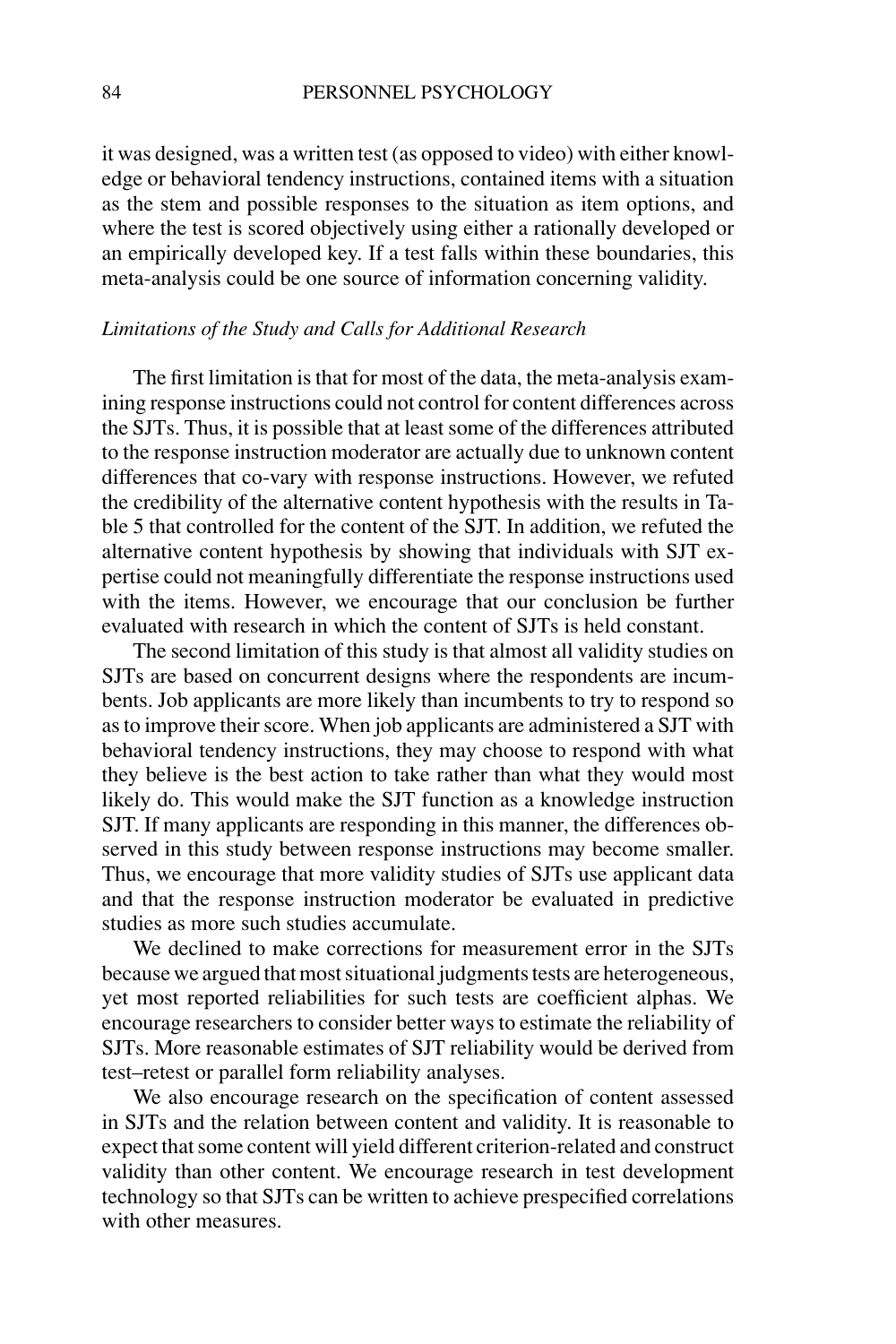it was designed, was a written test (as opposed to video) with either knowledge or behavioral tendency instructions, contained items with a situation as the stem and possible responses to the situation as item options, and where the test is scored objectively using either a rationally developed or an empirically developed key. If a test falls within these boundaries, this meta-analysis could be one source of information concerning validity.

### *Limitations of the Study and Calls for Additional Research*

The first limitation is that for most of the data, the meta-analysis examining response instructions could not control for content differences across the SJTs. Thus, it is possible that at least some of the differences attributed to the response instruction moderator are actually due to unknown content differences that co-vary with response instructions. However, we refuted the credibility of the alternative content hypothesis with the results in Table 5 that controlled for the content of the SJT. In addition, we refuted the alternative content hypothesis by showing that individuals with SJT expertise could not meaningfully differentiate the response instructions used with the items. However, we encourage that our conclusion be further evaluated with research in which the content of SJTs is held constant.

The second limitation of this study is that almost all validity studies on SJTs are based on concurrent designs where the respondents are incumbents. Job applicants are more likely than incumbents to try to respond so as to improve their score. When job applicants are administered a SJT with behavioral tendency instructions, they may choose to respond with what they believe is the best action to take rather than what they would most likely do. This would make the SJT function as a knowledge instruction SJT. If many applicants are responding in this manner, the differences observed in this study between response instructions may become smaller. Thus, we encourage that more validity studies of SJTs use applicant data and that the response instruction moderator be evaluated in predictive studies as more such studies accumulate.

We declined to make corrections for measurement error in the SJTs because we argued that most situational judgments tests are heterogeneous, yet most reported reliabilities for such tests are coefficient alphas. We encourage researchers to consider better ways to estimate the reliability of SJTs. More reasonable estimates of SJT reliability would be derived from test–retest or parallel form reliability analyses.

We also encourage research on the specification of content assessed in SJTs and the relation between content and validity. It is reasonable to expect that some content will yield different criterion-related and construct validity than other content. We encourage research in test development technology so that SJTs can be written to achieve prespecified correlations with other measures.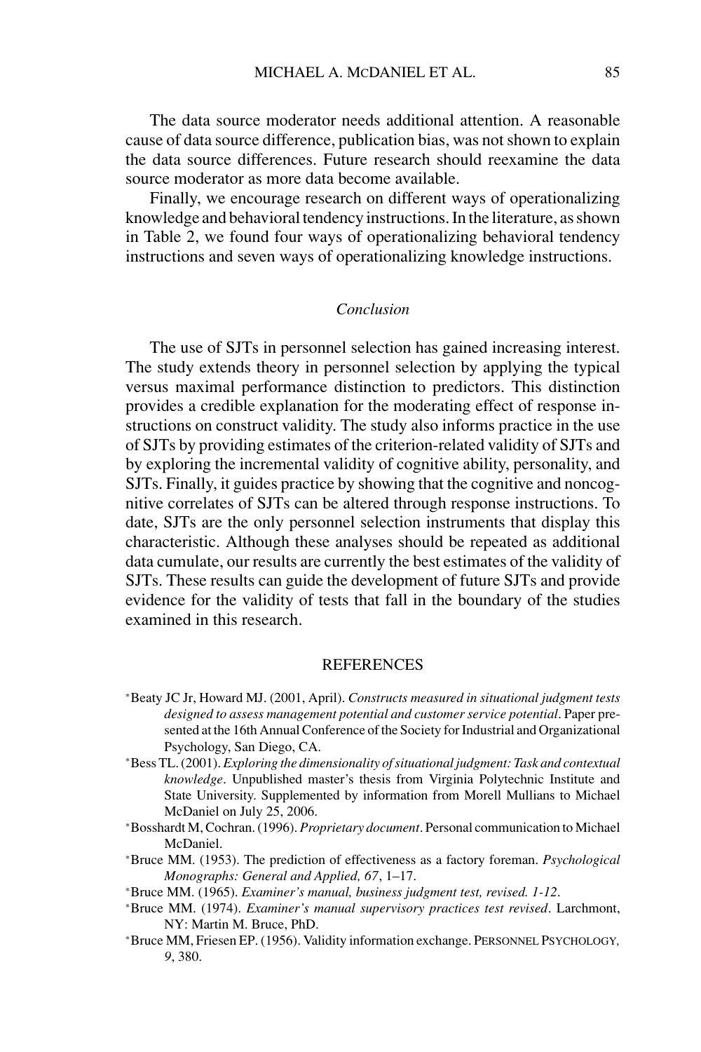The data source moderator needs additional attention. A reasonable cause of data source difference, publication bias, was not shown to explain the data source differences. Future research should reexamine the data source moderator as more data become available.

Finally, we encourage research on different ways of operationalizing knowledge and behavioral tendency instructions. In the literature, as shown in Table 2, we found four ways of operationalizing behavioral tendency instructions and seven ways of operationalizing knowledge instructions.

## *Conclusion*

The use of SJTs in personnel selection has gained increasing interest. The study extends theory in personnel selection by applying the typical versus maximal performance distinction to predictors. This distinction provides a credible explanation for the moderating effect of response instructions on construct validity. The study also informs practice in the use of SJTs by providing estimates of the criterion-related validity of SJTs and by exploring the incremental validity of cognitive ability, personality, and SJTs. Finally, it guides practice by showing that the cognitive and noncognitive correlates of SJTs can be altered through response instructions. To date, SJTs are the only personnel selection instruments that display this characteristic. Although these analyses should be repeated as additional data cumulate, our results are currently the best estimates of the validity of SJTs. These results can guide the development of future SJTs and provide evidence for the validity of tests that fall in the boundary of the studies examined in this research.

## REFERENCES

*Beaty JC Jr, Howard MJ. (2001, April). *Constructs measured in situational judgment tests designed to assess management potential and customer service potential*. Paper presented at the 16th Annual Conference of the Society for Industrial and Organizational Psychology, San Diego, CA.

*Bess TL. (2001). *Exploring the dimensionality of situational judgment: Task and contextual knowledge*. Unpublished master's thesis from Virginia Polytechnic Institute and State University. Supplemented by information from Morell Mullians to Michael McDaniel on July 25, 2006.

*Bosshardt M, Cochran. (1996). *Proprietary document*. Personal communication to Michael McDaniel.

*Bruce MM. (1953). The prediction of effectiveness as a factory foreman. *Psychological Monographs: General and Applied, 67*, 1–17.

*Bruce MM. (1965). *Examiner's manual, business judgment test, revised. 1-12*.

*Bruce MM. (1974). *Examiner's manual supervisory practices test revised*. Larchmont, NY: Martin M. Bruce, PhD.

*Bruce MM, Friesen EP. (1956). Validity information exchange. PERSONNEL PSYCHOLOGY, *9*, 380.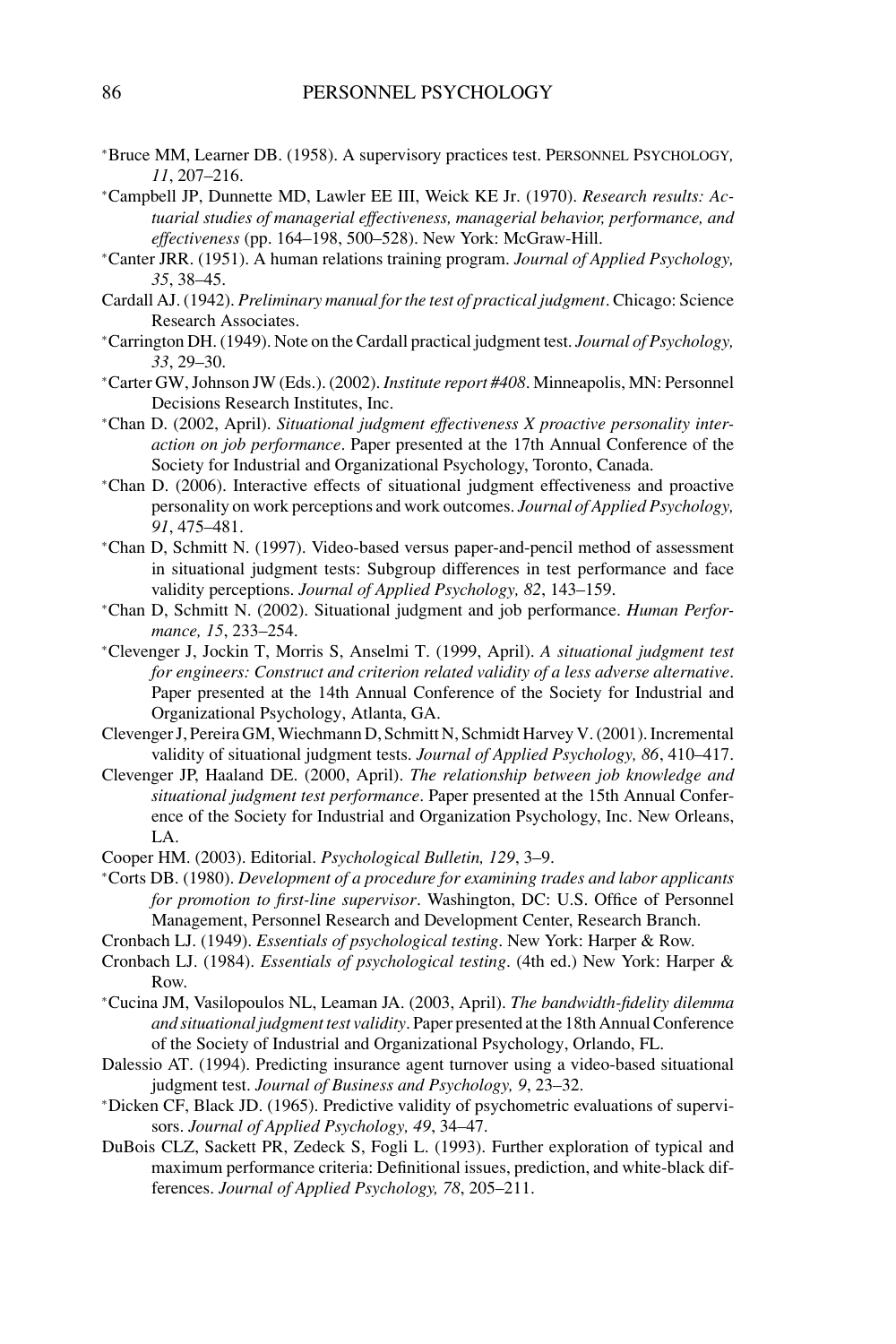*Bruce MM, Learner DB. (1958). A supervisory practices test. PERSONNEL PSYCHOLOGY, *11*, 207–216.

*Campbell JP, Dunnette MD, Lawler EE III, Weick KE Jr. (1970). *Research results: Actuarial studies of managerial effectiveness, managerial behavior, performance, and effectiveness* (pp. 164–198, 500–528). New York: McGraw-Hill.

*Canter JRR. (1951). A human relations training program. *Journal of Applied Psychology, 35*, 38–45.

Cardall AJ. (1942). *Preliminary manual for the test of practical judgment*. Chicago: Science Research Associates.

*Carrington DH. (1949). Note on the Cardall practical judgment test. *Journal of Psychology, 33*, 29–30.

*Carter GW, Johnson JW (Eds.). (2002). *Institute report #408*. Minneapolis, MN: Personnel Decisions Research Institutes, Inc.

*Chan D. (2002, April). *Situational judgment effectiveness X proactive personality interaction on job performance*. Paper presented at the 17th Annual Conference of the Society for Industrial and Organizational Psychology, Toronto, Canada.

*Chan D. (2006). Interactive effects of situational judgment effectiveness and proactive personality on work perceptions and work outcomes. *Journal of Applied Psychology, 91*, 475–481.

*Chan D, Schmitt N. (1997). Video-based versus paper-and-pencil method of assessment in situational judgment tests: Subgroup differences in test performance and face validity perceptions. *Journal of Applied Psychology, 82*, 143–159.

*Chan D, Schmitt N. (2002). Situational judgment and job performance. *Human Performance, 15*, 233–254.

*Clevenger J, Jockin T, Morris S, Anselmi T. (1999, April). *A situational judgment test for engineers: Construct and criterion related validity of a less adverse alternative*. Paper presented at the 14th Annual Conference of the Society for Industrial and Organizational Psychology, Atlanta, GA.

Clevenger J, Pereira GM, Wiechmann D, Schmitt N, Schmidt Harvey V. (2001). Incremental validity of situational judgment tests. *Journal of Applied Psychology, 86*, 410–417.

Clevenger JP, Haaland DE. (2000, April). *The relationship between job knowledge and situational judgment test performance*. Paper presented at the 15th Annual Conference of the Society for Industrial and Organization Psychology, Inc. New Orleans, LA.

Cooper HM. (2003). Editorial. *Psychological Bulletin, 129*, 3–9.

*Corts DB. (1980). *Development of a procedure for examining trades and labor applicants for promotion to first-line supervisor*. Washington, DC: U.S. Office of Personnel Management, Personnel Research and Development Center, Research Branch.

Cronbach LJ. (1949). *Essentials of psychological testing*. New York: Harper & Row.

Cronbach LJ. (1984). *Essentials of psychological testing*. (4th ed.) New York: Harper & Row.

*Cucina JM, Vasilopoulos NL, Leaman JA. (2003, April). *The bandwidth-fidelity dilemma and situational judgment test validity*. Paper presented at the 18th Annual Conference of the Society of Industrial and Organizational Psychology, Orlando, FL.

Dalessio AT. (1994). Predicting insurance agent turnover using a video-based situational judgment test. *Journal of Business and Psychology, 9*, 23–32.

*Dicken CF, Black JD. (1965). Predictive validity of psychometric evaluations of supervisors. *Journal of Applied Psychology, 49*, 34–47.

DuBois CLZ, Sackett PR, Zedeck S, Fogli L. (1993). Further exploration of typical and maximum performance criteria: Definitional issues, prediction, and white-black differences. *Journal of Applied Psychology, 78*, 205–211.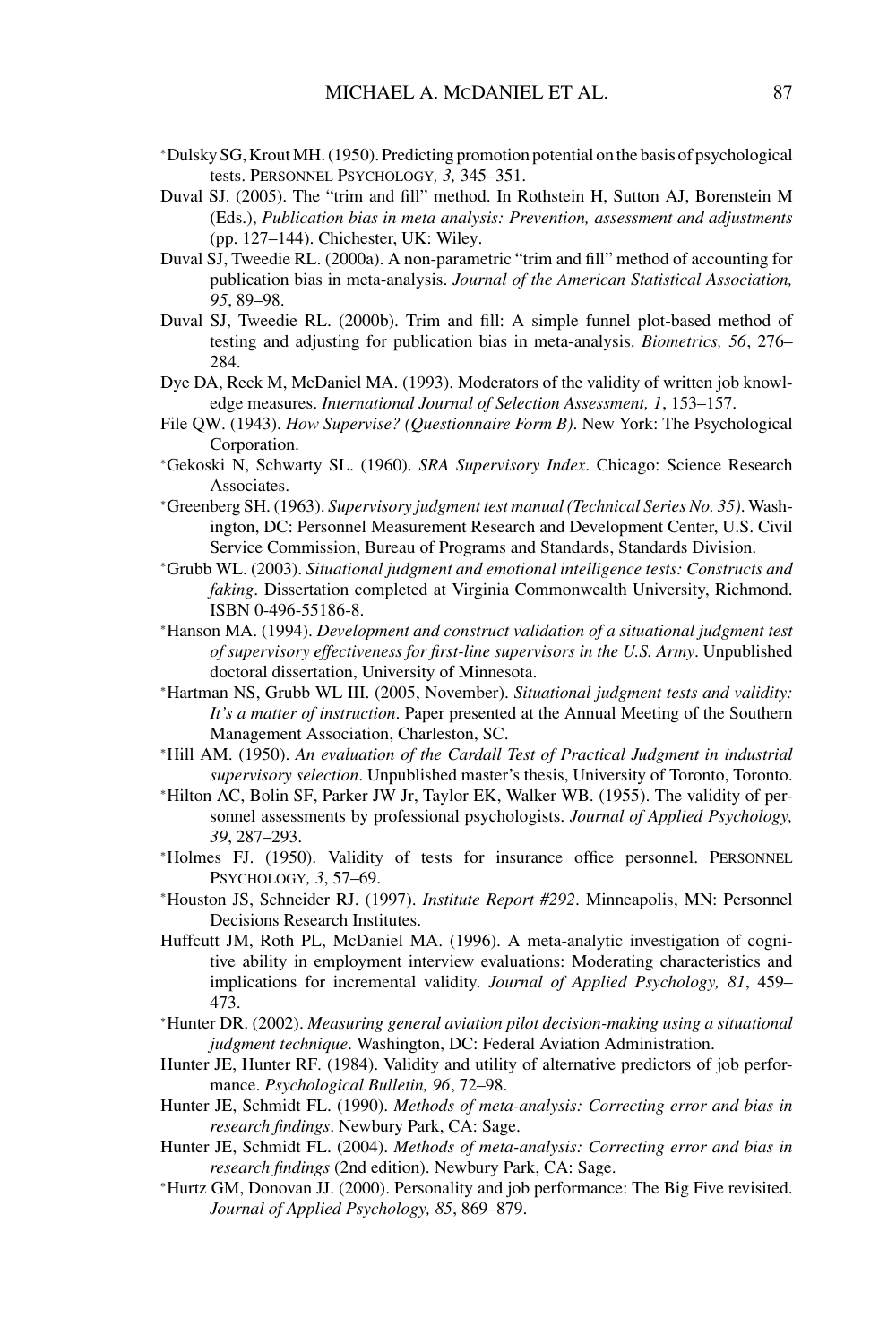*Dulsky SG, Krout MH. (1950). Predicting promotion potential on the basis of psychological tests. PERSONNEL PSYCHOLOGY, *3,* 345–351.

Duval SJ. (2005). The "trim and fill" method. In Rothstein H, Sutton AJ, Borenstein M (Eds.), *Publication bias in meta analysis: Prevention, assessment and adjustments* (pp. 127–144). Chichester, UK: Wiley.

Duval SJ, Tweedie RL. (2000a). A non-parametric "trim and fill" method of accounting for publication bias in meta-analysis. *Journal of the American Statistical Association, 95*, 89–98.

Duval SJ, Tweedie RL. (2000b). Trim and fill: A simple funnel plot-based method of testing and adjusting for publication bias in meta-analysis. *Biometrics, 56*, 276–284.

Dye DA, Reck M, McDaniel MA. (1993). Moderators of the validity of written job knowledge measures. *International Journal of Selection Assessment, 1*, 153–157.

File QW. (1943). *How Supervise? (Questionnaire Form B)*. New York: The Psychological Corporation.

*Gekoski N, Schwarty SL. (1960). *SRA Supervisory Index*. Chicago: Science Research Associates.

*Greenberg SH. (1963). *Supervisory judgment test manual (Technical Series No. 35)*. Washington, DC: Personnel Measurement Research and Development Center, U.S. Civil Service Commission, Bureau of Programs and Standards, Standards Division.

*Grubb WL. (2003). *Situational judgment and emotional intelligence tests: Constructs and faking*. Dissertation completed at Virginia Commonwealth University, Richmond. ISBN 0-496-55186-8.

*Hanson MA. (1994). *Development and construct validation of a situational judgment test of supervisory effectiveness for first-line supervisors in the U.S. Army*. Unpublished doctoral dissertation, University of Minnesota.

*Hartman NS, Grubb WL III. (2005, November). *Situational judgment tests and validity: It's a matter of instruction*. Paper presented at the Annual Meeting of the Southern Management Association, Charleston, SC.

*Hill AM. (1950). *An evaluation of the Cardall Test of Practical Judgment in industrial supervisory selection*. Unpublished master's thesis, University of Toronto, Toronto.

*Hilton AC, Bolin SF, Parker JW Jr, Taylor EK, Walker WB. (1955). The validity of personnel assessments by professional psychologists. *Journal of Applied Psychology, 39*, 287–293.

*Holmes FJ. (1950). Validity of tests for insurance office personnel. PERSONNEL PSYCHOLOGY, *3*, 57–69.

*Houston JS, Schneider RJ. (1997). *Institute Report #292*. Minneapolis, MN: Personnel Decisions Research Institutes.

Huffcutt JM, Roth PL, McDaniel MA. (1996). A meta-analytic investigation of cognitive ability in employment interview evaluations: Moderating characteristics and implications for incremental validity. *Journal of Applied Psychology, 81*, 459–473.

*Hunter DR. (2002). *Measuring general aviation pilot decision-making using a situational judgment technique*. Washington, DC: Federal Aviation Administration.

Hunter JE, Hunter RF. (1984). Validity and utility of alternative predictors of job performance. *Psychological Bulletin, 96*, 72–98.

Hunter JE, Schmidt FL. (1990). *Methods of meta-analysis: Correcting error and bias in research findings*. Newbury Park, CA: Sage.

Hunter JE, Schmidt FL. (2004). *Methods of meta-analysis: Correcting error and bias in research findings* (2nd edition). Newbury Park, CA: Sage.

*Hurtz GM, Donovan JJ. (2000). Personality and job performance: The Big Five revisited. *Journal of Applied Psychology, 85*, 869–879.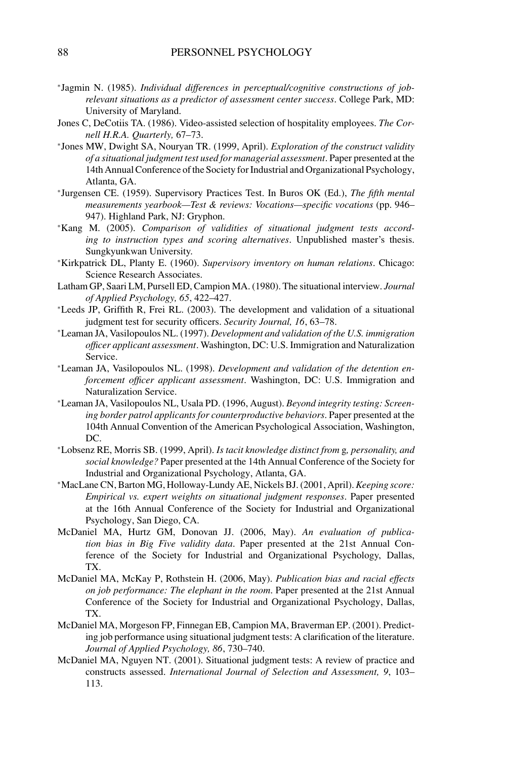*Jagmin N. (1985). *Individual differences in perceptual/cognitive constructions of job-relevant situations as a predictor of assessment center success*. College Park, MD: University of Maryland.

Jones C, DeCotiis TA. (1986). Video-assisted selection of hospitality employees. *The Cornell H.R.A. Quarterly,* 67–73.

*Jones MW, Dwight SA, Nouryan TR. (1999, April). *Exploration of the construct validity of a situational judgment test used for managerial assessment*. Paper presented at the 14th Annual Conference of the Society for Industrial and Organizational Psychology, Atlanta, GA.

*Jurgensen CE. (1959). Supervisory Practices Test. In Buros OK (Ed.), *The fifth mental measurements yearbook—Test & reviews: Vocations—specific vocations* (pp. 946–947). Highland Park, NJ: Gryphon.

*Kang M. (2005). *Comparison of validities of situational judgment tests according to instruction types and scoring alternatives*. Unpublished master's thesis. Sungkyunkwan University.

*Kirkpatrick DL, Planty E. (1960). *Supervisory inventory on human relations*. Chicago: Science Research Associates.

Latham GP, Saari LM, Pursell ED, Campion MA. (1980). The situational interview. *Journal of Applied Psychology, 65*, 422–427.

*Leeds JP, Griffith R, Frei RL. (2003). The development and validation of a situational judgment test for security officers. *Security Journal, 16*, 63–78.

*Leaman JA, Vasilopoulos NL. (1997). *Development and validation of the U.S. immigration officer applicant assessment*. Washington, DC: U.S. Immigration and Naturalization Service.

*Leaman JA, Vasilopoulos NL. (1998). *Development and validation of the detention enforcement officer applicant assessment*. Washington, DC: U.S. Immigration and Naturalization Service.

*Leaman JA, Vasilopoulos NL, Usala PD. (1996, August). *Beyond integrity testing: Screening border patrol applicants for counterproductive behaviors*. Paper presented at the 104th Annual Convention of the American Psychological Association, Washington, DC.

*Lobsenz RE, Morris SB. (1999, April). *Is tacit knowledge distinct from* g*, personality, and social knowledge?* Paper presented at the 14th Annual Conference of the Society for Industrial and Organizational Psychology, Atlanta, GA.

*MacLane CN, Barton MG, Holloway-Lundy AE, Nickels BJ. (2001, April). *Keeping score: Empirical vs. expert weights on situational judgment responses*. Paper presented at the 16th Annual Conference of the Society for Industrial and Organizational Psychology, San Diego, CA.

McDaniel MA, Hurtz GM, Donovan JJ. (2006, May). *An evaluation of publication bias in Big Five validity data*. Paper presented at the 21st Annual Conference of the Society for Industrial and Organizational Psychology, Dallas, TX.

McDaniel MA, McKay P, Rothstein H. (2006, May). *Publication bias and racial effects on job performance: The elephant in the room*. Paper presented at the 21st Annual Conference of the Society for Industrial and Organizational Psychology, Dallas, TX.

McDaniel MA, Morgeson FP, Finnegan EB, Campion MA, Braverman EP. (2001). Predicting job performance using situational judgment tests: A clarification of the literature. *Journal of Applied Psychology, 86*, 730–740.

McDaniel MA, Nguyen NT. (2001). Situational judgment tests: A review of practice and constructs assessed. *International Journal of Selection and Assessment, 9*, 103–113.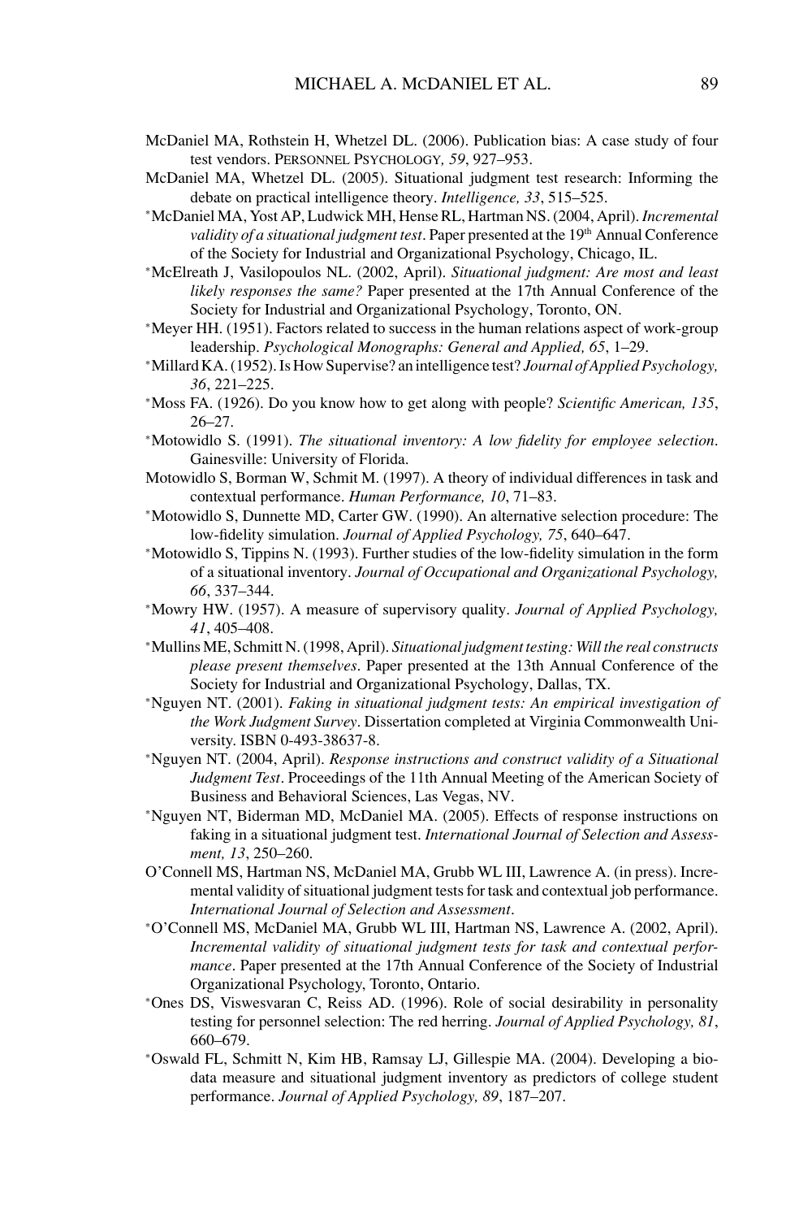McDaniel MA, Rothstein H, Whetzel DL. (2006). Publication bias: A case study of four test vendors. PERSONNEL PSYCHOLOGY, *59*, 927–953.

McDaniel MA, Whetzel DL. (2005). Situational judgment test research: Informing the debate on practical intelligence theory. *Intelligence, 33*, 515–525.

*McDaniel MA, Yost AP, Ludwick MH, Hense RL, Hartman NS. (2004, April). *Incremental validity of a situational judgment test*. Paper presented at the 19th Annual Conference of the Society for Industrial and Organizational Psychology, Chicago, IL.

*McElreath J, Vasilopoulos NL. (2002, April). *Situational judgment: Are most and least likely responses the same?* Paper presented at the 17th Annual Conference of the Society for Industrial and Organizational Psychology, Toronto, ON.

*Meyer HH. (1951). Factors related to success in the human relations aspect of work-group leadership. *Psychological Monographs: General and Applied, 65*, 1–29.

*Millard KA. (1952). Is How Supervise? an intelligence test? *Journal of Applied Psychology, 36*, 221–225.

*Moss FA. (1926). Do you know how to get along with people? *Scientific American, 135*, 26–27.

*Motowidlo S. (1991). *The situational inventory: A low fidelity for employee selection*. Gainesville: University of Florida.

Motowidlo S, Borman W, Schmit M. (1997). A theory of individual differences in task and contextual performance. *Human Performance, 10*, 71–83.

*Motowidlo S, Dunnette MD, Carter GW. (1990). An alternative selection procedure: The low-fidelity simulation. *Journal of Applied Psychology, 75*, 640–647.

*Motowidlo S, Tippins N. (1993). Further studies of the low-fidelity simulation in the form of a situational inventory. *Journal of Occupational and Organizational Psychology, 66*, 337–344.

*Mowry HW. (1957). A measure of supervisory quality. *Journal of Applied Psychology, 41*, 405–408.

*Mullins ME, Schmitt N. (1998, April). *Situational judgment testing: Will the real constructs please present themselves*. Paper presented at the 13th Annual Conference of the Society for Industrial and Organizational Psychology, Dallas, TX.

*Nguyen NT. (2001). *Faking in situational judgment tests: An empirical investigation of the Work Judgment Survey*. Dissertation completed at Virginia Commonwealth University. ISBN 0-493-38637-8.

*Nguyen NT. (2004, April). *Response instructions and construct validity of a Situational Judgment Test*. Proceedings of the 11th Annual Meeting of the American Society of Business and Behavioral Sciences, Las Vegas, NV.

*Nguyen NT, Biderman MD, McDaniel MA. (2005). Effects of response instructions on faking in a situational judgment test. *International Journal of Selection and Assessment, 13*, 250–260.

O'Connell MS, Hartman NS, McDaniel MA, Grubb WL III, Lawrence A. (in press). Incremental validity of situational judgment tests for task and contextual job performance. *International Journal of Selection and Assessment*.

*O'Connell MS, McDaniel MA, Grubb WL III, Hartman NS, Lawrence A. (2002, April). *Incremental validity of situational judgment tests for task and contextual performance*. Paper presented at the 17th Annual Conference of the Society of Industrial Organizational Psychology, Toronto, Ontario.

*Ones DS, Viswesvaran C, Reiss AD. (1996). Role of social desirability in personality testing for personnel selection: The red herring. *Journal of Applied Psychology, 81*, 660–679.

*Oswald FL, Schmitt N, Kim HB, Ramsay LJ, Gillespie MA. (2004). Developing a biodata measure and situational judgment inventory as predictors of college student performance. *Journal of Applied Psychology, 89*, 187–207.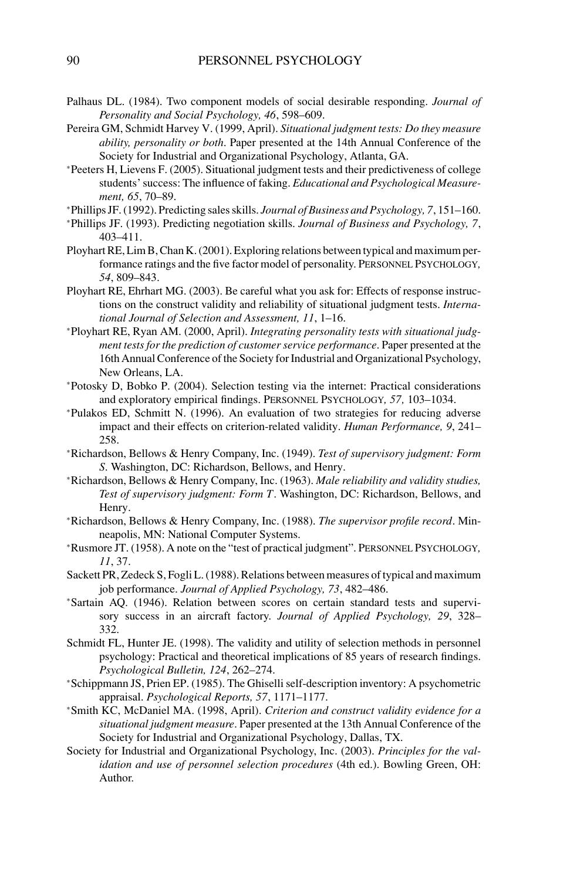Palhaus DL. (1984). Two component models of social desirable responding. *Journal of Personality and Social Psychology, 46*, 598–609.

Pereira GM, Schmidt Harvey V. (1999, April). *Situational judgment tests: Do they measure ability, personality or both*. Paper presented at the 14th Annual Conference of the Society for Industrial and Organizational Psychology, Atlanta, GA.

*Peeters H, Lievens F. (2005). Situational judgment tests and their predictiveness of college students' success: The influence of faking. *Educational and Psychological Measurement, 65*, 70–89.

*Phillips JF. (1992). Predicting sales skills. *Journal of Business and Psychology, 7*, 151–160.

*Phillips JF. (1993). Predicting negotiation skills. *Journal of Business and Psychology, 7*, 403–411.

Ployhart RE, Lim B, Chan K. (2001). Exploring relations between typical and maximum performance ratings and the five factor model of personality. PERSONNEL PSYCHOLOGY, *54*, 809–843.

Ployhart RE, Ehrhart MG. (2003). Be careful what you ask for: Effects of response instructions on the construct validity and reliability of situational judgment tests. *International Journal of Selection and Assessment, 11*, 1–16.

*Ployhart RE, Ryan AM. (2000, April). *Integrating personality tests with situational judgment tests for the prediction of customer service performance*. Paper presented at the 16th Annual Conference of the Society for Industrial and Organizational Psychology, New Orleans, LA.

*Potosky D, Bobko P. (2004). Selection testing via the internet: Practical considerations and exploratory empirical findings. PERSONNEL PSYCHOLOGY, *57,* 103–1034.

*Pulakos ED, Schmitt N. (1996). An evaluation of two strategies for reducing adverse impact and their effects on criterion-related validity. *Human Performance, 9*, 241–258.

*Richardson, Bellows & Henry Company, Inc. (1949). *Test of supervisory judgment: Form S*. Washington, DC: Richardson, Bellows, and Henry.

*Richardson, Bellows & Henry Company, Inc. (1963). *Male reliability and validity studies, Test of supervisory judgment: Form T*. Washington, DC: Richardson, Bellows, and Henry.

*Richardson, Bellows & Henry Company, Inc. (1988). *The supervisor profile record*. Minneapolis, MN: National Computer Systems.

*Rusmore JT. (1958). A note on the "test of practical judgment". PERSONNEL PSYCHOLOGY, *11*, 37.

Sackett PR, Zedeck S, Fogli L. (1988). Relations between measures of typical and maximum job performance. *Journal of Applied Psychology, 73*, 482–486.

*Sartain AQ. (1946). Relation between scores on certain standard tests and supervisory success in an aircraft factory. *Journal of Applied Psychology, 29*, 328–332.

Schmidt FL, Hunter JE. (1998). The validity and utility of selection methods in personnel psychology: Practical and theoretical implications of 85 years of research findings. *Psychological Bulletin, 124*, 262–274.

*Schippmann JS, Prien EP. (1985). The Ghiselli self-description inventory: A psychometric appraisal. *Psychological Reports, 57*, 1171–1177.

*Smith KC, McDaniel MA. (1998, April). *Criterion and construct validity evidence for a situational judgment measure*. Paper presented at the 13th Annual Conference of the Society for Industrial and Organizational Psychology, Dallas, TX.

Society for Industrial and Organizational Psychology, Inc. (2003). *Principles for the validation and use of personnel selection procedures* (4th ed.). Bowling Green, OH: Author.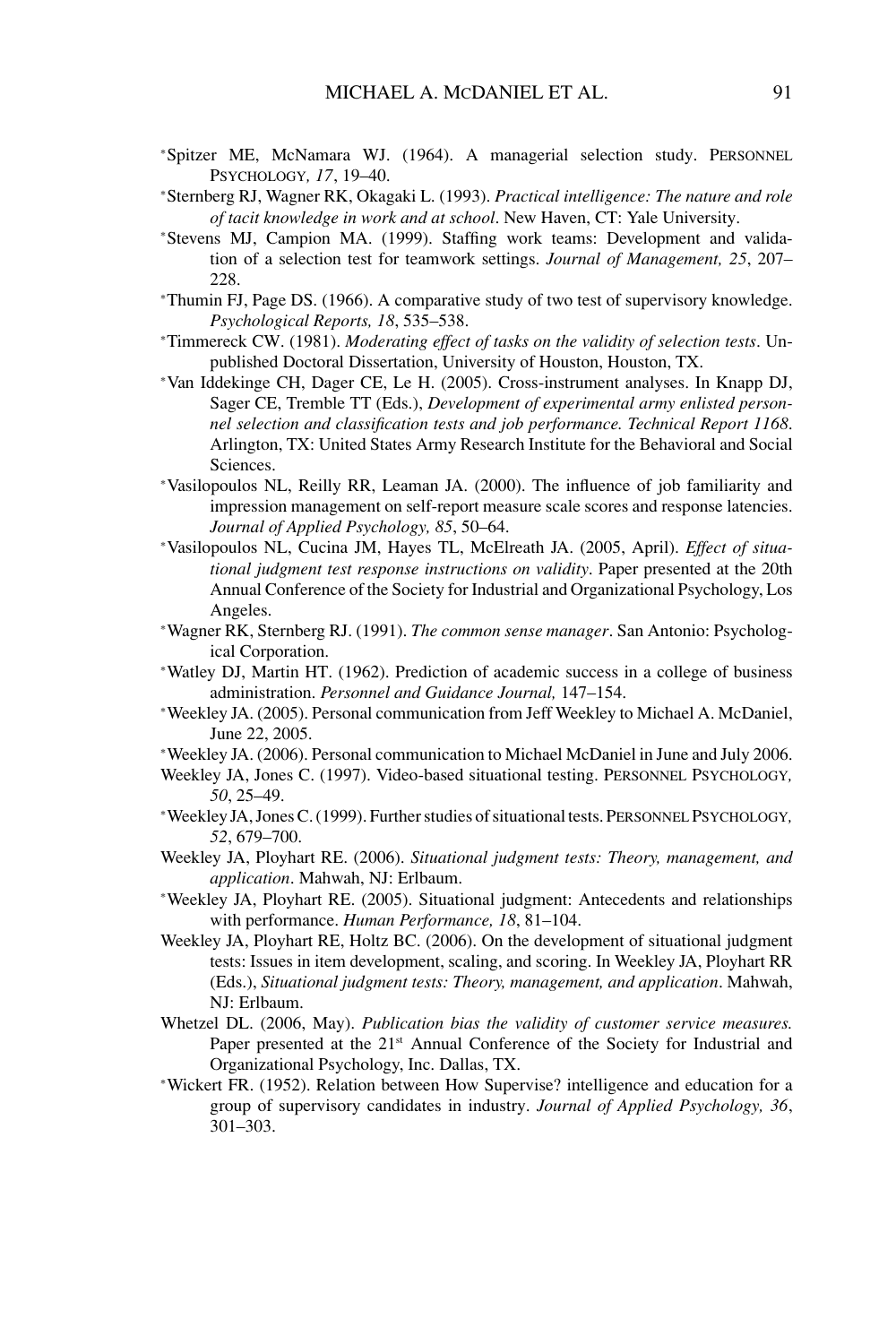*Spitzer ME, McNamara WJ. (1964). A managerial selection study. PERSONNEL PSYCHOLOGY, *17*, 19–40.

*Sternberg RJ, Wagner RK, Okagaki L. (1993). *Practical intelligence: The nature and role of tacit knowledge in work and at school*. New Haven, CT: Yale University.

*Stevens MJ, Campion MA. (1999). Staffing work teams: Development and validation of a selection test for teamwork settings. *Journal of Management, 25*, 207–228.

*Thumin FJ, Page DS. (1966). A comparative study of two test of supervisory knowledge. *Psychological Reports, 18*, 535–538.

*Timmereck CW. (1981). *Moderating effect of tasks on the validity of selection tests*. Unpublished Doctoral Dissertation, University of Houston, Houston, TX.

*Van Iddekinge CH, Dager CE, Le H. (2005). Cross-instrument analyses. In Knapp DJ, Sager CE, Tremble TT (Eds.), *Development of experimental army enlisted personnel selection and classification tests and job performance. Technical Report 1168*. Arlington, TX: United States Army Research Institute for the Behavioral and Social Sciences.

*Vasilopoulos NL, Reilly RR, Leaman JA. (2000). The influence of job familiarity and impression management on self-report measure scale scores and response latencies. *Journal of Applied Psychology, 85*, 50–64.

*Vasilopoulos NL, Cucina JM, Hayes TL, McElreath JA. (2005, April). *Effect of situational judgment test response instructions on validity*. Paper presented at the 20th Annual Conference of the Society for Industrial and Organizational Psychology, Los Angeles.

*Wagner RK, Sternberg RJ. (1991). *The common sense manager*. San Antonio: Psychological Corporation.

*Watley DJ, Martin HT. (1962). Prediction of academic success in a college of business administration. *Personnel and Guidance Journal,* 147–154.

*Weekley JA. (2005). Personal communication from Jeff Weekley to Michael A. McDaniel, June 22, 2005.

*Weekley JA. (2006). Personal communication to Michael McDaniel in June and July 2006.

Weekley JA, Jones C. (1997). Video-based situational testing. PERSONNEL PSYCHOLOGY, *50*, 25–49.

*Weekley JA, Jones C. (1999). Further studies of situational tests. PERSONNEL PSYCHOLOGY, *52*, 679–700.

Weekley JA, Ployhart RE. (2006). *Situational judgment tests: Theory, management, and application*. Mahwah, NJ: Erlbaum.

*Weekley JA, Ployhart RE. (2005). Situational judgment: Antecedents and relationships with performance. *Human Performance, 18*, 81–104.

Weekley JA, Ployhart RE, Holtz BC. (2006). On the development of situational judgment tests: Issues in item development, scaling, and scoring. In Weekley JA, Ployhart RR (Eds.), *Situational judgment tests: Theory, management, and application*. Mahwah, NJ: Erlbaum.

Whetzel DL. (2006, May). *Publication bias the validity of customer service measures.* Paper presented at the 21st Annual Conference of the Society for Industrial and Organizational Psychology, Inc. Dallas, TX.

*Wickert FR. (1952). Relation between How Supervise? intelligence and education for a group of supervisory candidates in industry. *Journal of Applied Psychology, 36*, 301–303.